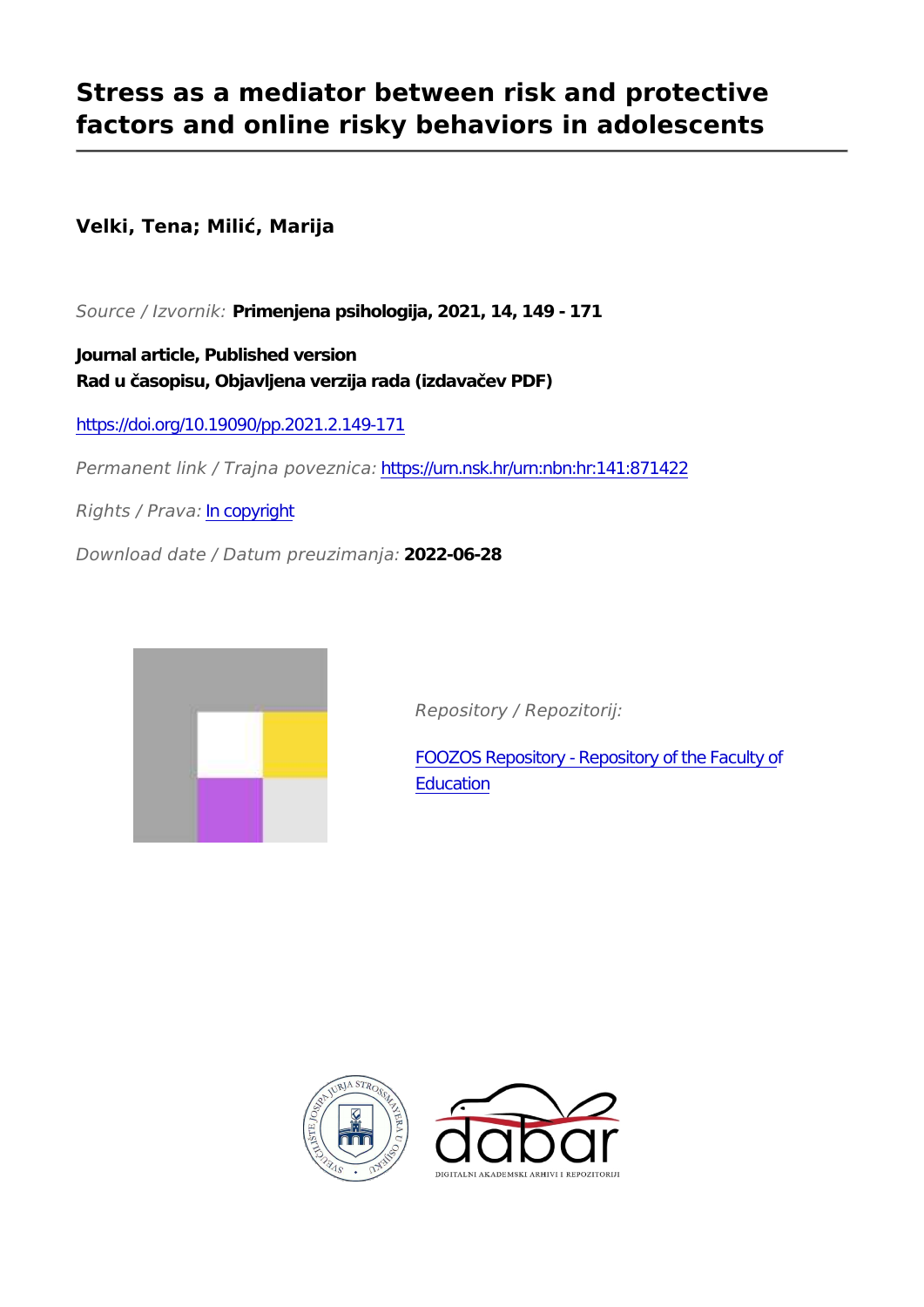# Stress as a mediator between risk and protective factors and online risky behaviors in adolescents

**Velki, Tena; Milić, Marija**

*Source / Izvornik:* **Primenjena psihologija, 2021, 14, 149 - 171**

**Journal article, Published version**
**Rad u časopisu, Objavljena verzija rada (izdavačev PDF)**

https://doi.org/10.19090/pp.2021.2.149-171

*Permanent link / Trajna poveznica:* https://urn.nsk.hr/urn:nbn:hr:141:871422

*Rights / Prava:* In copyright

*Download date / Datum preuzimanja:* **2022-06-28**

*Repository / Repozitorij:*

FOOZOS Repository - Repository of the Faculty of Education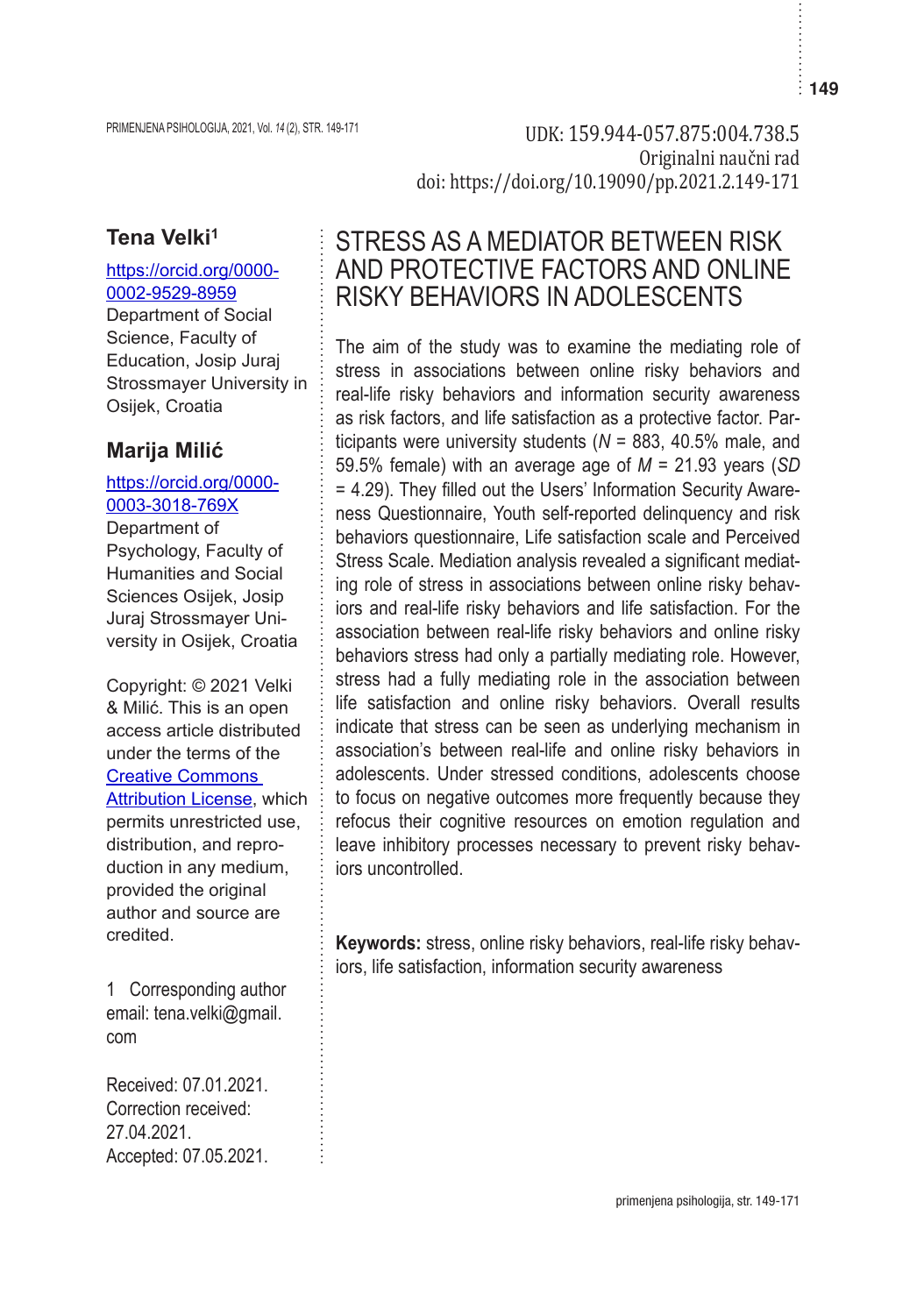UDK: 159.944-057.875:004.738.5
Originalni naučni rad
doi: https://doi.org/10.19090/pp.2021.2.149-171

**Tena Velki**[1]

https://orcid.org/0000-0002-9529-8959
Department of Social Science, Faculty of Education, Josip Juraj Strossmayer University in Osijek, Croatia

**Marija Milić**

https://orcid.org/0000-0003-3018-769X
Department of Psychology, Faculty of Humanities and Social Sciences Osijek, Josip Juraj Strossmayer University in Osijek, Croatia

Copyright: © 2021 Velki & Milić. This is an open access article distributed under the terms of the [Creative Commons Attribution License](https://creativecommons.org/licenses/by/4.0/), which permits unrestricted use, distribution, and reproduction in any medium, provided the original author and source are credited.

1 Corresponding author email: tena.velki@gmail.com

Received: 07.01.2021.
Correction received: 27.04.2021.
Accepted: 07.05.2021.

# STRESS AS A MEDIATOR BETWEEN RISK AND PROTECTIVE FACTORS AND ONLINE RISKY BEHAVIORS IN ADOLESCENTS

The aim of the study was to examine the mediating role of stress in associations between online risky behaviors and real-life risky behaviors and information security awareness as risk factors, and life satisfaction as a protective factor. Participants were university students ($N$ = 883, 40.5% male, and 59.5% female) with an average age of $M$ = 21.93 years ($SD$ = 4.29). They filled out the Users' Information Security Awareness Questionnaire, Youth self-reported delinquency and risk behaviors questionnaire, Life satisfaction scale and Perceived Stress Scale. Mediation analysis revealed a significant mediating role of stress in associations between online risky behaviors and real-life risky behaviors and life satisfaction. For the association between real-life risky behaviors and online risky behaviors stress had only a partially mediating role. However, stress had a fully mediating role in the association between life satisfaction and online risky behaviors. Overall results indicate that stress can be seen as underlying mechanism in association's between real-life and online risky behaviors in adolescents. Under stressed conditions, adolescents choose to focus on negative outcomes more frequently because they refocus their cognitive resources on emotion regulation and leave inhibitory processes necessary to prevent risky behaviors uncontrolled.

**Keywords:** stress, online risky behaviors, real-life risky behaviors, life satisfaction, information security awareness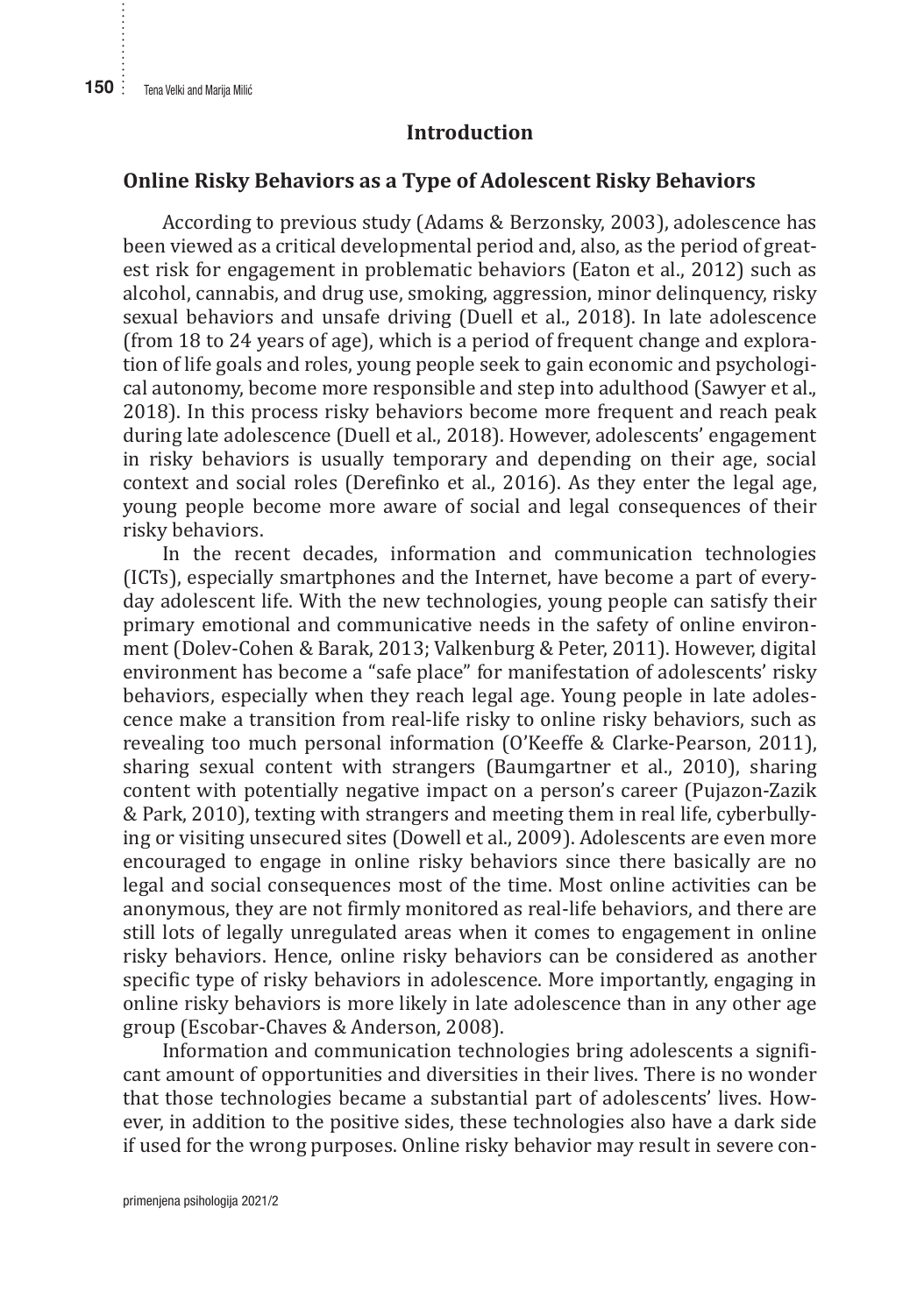## Introduction

### Online Risky Behaviors as a Type of Adolescent Risky Behaviors

According to previous study (Adams & Berzonsky, 2003), adolescence has been viewed as a critical developmental period and, also, as the period of greatest risk for engagement in problematic behaviors (Eaton et al., 2012) such as alcohol, cannabis, and drug use, smoking, aggression, minor delinquency, risky sexual behaviors and unsafe driving (Duell et al., 2018). In late adolescence (from 18 to 24 years of age), which is a period of frequent change and exploration of life goals and roles, young people seek to gain economic and psychological autonomy, become more responsible and step into adulthood (Sawyer et al., 2018). In this process risky behaviors become more frequent and reach peak during late adolescence (Duell et al., 2018). However, adolescents' engagement in risky behaviors is usually temporary and depending on their age, social context and social roles (Derefinko et al., 2016). As they enter the legal age, young people become more aware of social and legal consequences of their risky behaviors.

In the recent decades, information and communication technologies (ICTs), especially smartphones and the Internet, have become a part of everyday adolescent life. With the new technologies, young people can satisfy their primary emotional and communicative needs in the safety of online environment (Dolev-Cohen & Barak, 2013; Valkenburg & Peter, 2011). However, digital environment has become a "safe place" for manifestation of adolescents' risky behaviors, especially when they reach legal age. Young people in late adolescence make a transition from real-life risky to online risky behaviors, such as revealing too much personal information (O'Keeffe & Clarke-Pearson, 2011), sharing sexual content with strangers (Baumgartner et al., 2010), sharing content with potentially negative impact on a person's career (Pujazon-Zazik & Park, 2010), texting with strangers and meeting them in real life, cyberbullying or visiting unsecured sites (Dowell et al., 2009). Adolescents are even more encouraged to engage in online risky behaviors since there basically are no legal and social consequences most of the time. Most online activities can be anonymous, they are not firmly monitored as real-life behaviors, and there are still lots of legally unregulated areas when it comes to engagement in online risky behaviors. Hence, online risky behaviors can be considered as another specific type of risky behaviors in adolescence. More importantly, engaging in online risky behaviors is more likely in late adolescence than in any other age group (Escobar-Chaves & Anderson, 2008).

Information and communication technologies bring adolescents a significant amount of opportunities and diversities in their lives. There is no wonder that those technologies became a substantial part of adolescents' lives. However, in addition to the positive sides, these technologies also have a dark side if used for the wrong purposes. Online risky behavior may result in severe con-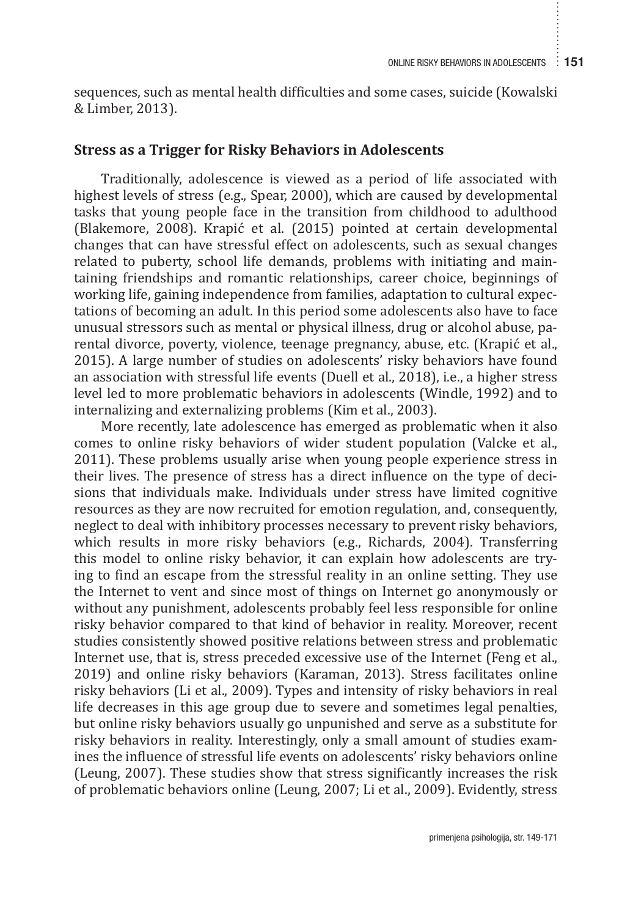sequences, such as mental health difficulties and some cases, suicide (Kowalski & Limber, 2013).

## Stress as a Trigger for Risky Behaviors in Adolescents

Traditionally, adolescence is viewed as a period of life associated with highest levels of stress (e.g., Spear, 2000), which are caused by developmental tasks that young people face in the transition from childhood to adulthood (Blakemore, 2008). Krapić et al. (2015) pointed at certain developmental changes that can have stressful effect on adolescents, such as sexual changes related to puberty, school life demands, problems with initiating and maintaining friendships and romantic relationships, career choice, beginnings of working life, gaining independence from families, adaptation to cultural expectations of becoming an adult. In this period some adolescents also have to face unusual stressors such as mental or physical illness, drug or alcohol abuse, parental divorce, poverty, violence, teenage pregnancy, abuse, etc. (Krapić et al., 2015). A large number of studies on adolescents' risky behaviors have found an association with stressful life events (Duell et al., 2018), i.e., a higher stress level led to more problematic behaviors in adolescents (Windle, 1992) and to internalizing and externalizing problems (Kim et al., 2003).

More recently, late adolescence has emerged as problematic when it also comes to online risky behaviors of wider student population (Valcke et al., 2011). These problems usually arise when young people experience stress in their lives. The presence of stress has a direct influence on the type of decisions that individuals make. Individuals under stress have limited cognitive resources as they are now recruited for emotion regulation, and, consequently, neglect to deal with inhibitory processes necessary to prevent risky behaviors, which results in more risky behaviors (e.g., Richards, 2004). Transferring this model to online risky behavior, it can explain how adolescents are trying to find an escape from the stressful reality in an online setting. They use the Internet to vent and since most of things on Internet go anonymously or without any punishment, adolescents probably feel less responsible for online risky behavior compared to that kind of behavior in reality. Moreover, recent studies consistently showed positive relations between stress and problematic Internet use, that is, stress preceded excessive use of the Internet (Feng et al., 2019) and online risky behaviors (Karaman, 2013). Stress facilitates online risky behaviors (Li et al., 2009). Types and intensity of risky behaviors in real life decreases in this age group due to severe and sometimes legal penalties, but online risky behaviors usually go unpunished and serve as a substitute for risky behaviors in reality. Interestingly, only a small amount of studies examines the influence of stressful life events on adolescents' risky behaviors online (Leung, 2007). These studies show that stress significantly increases the risk of problematic behaviors online (Leung, 2007; Li et al., 2009). Evidently, stress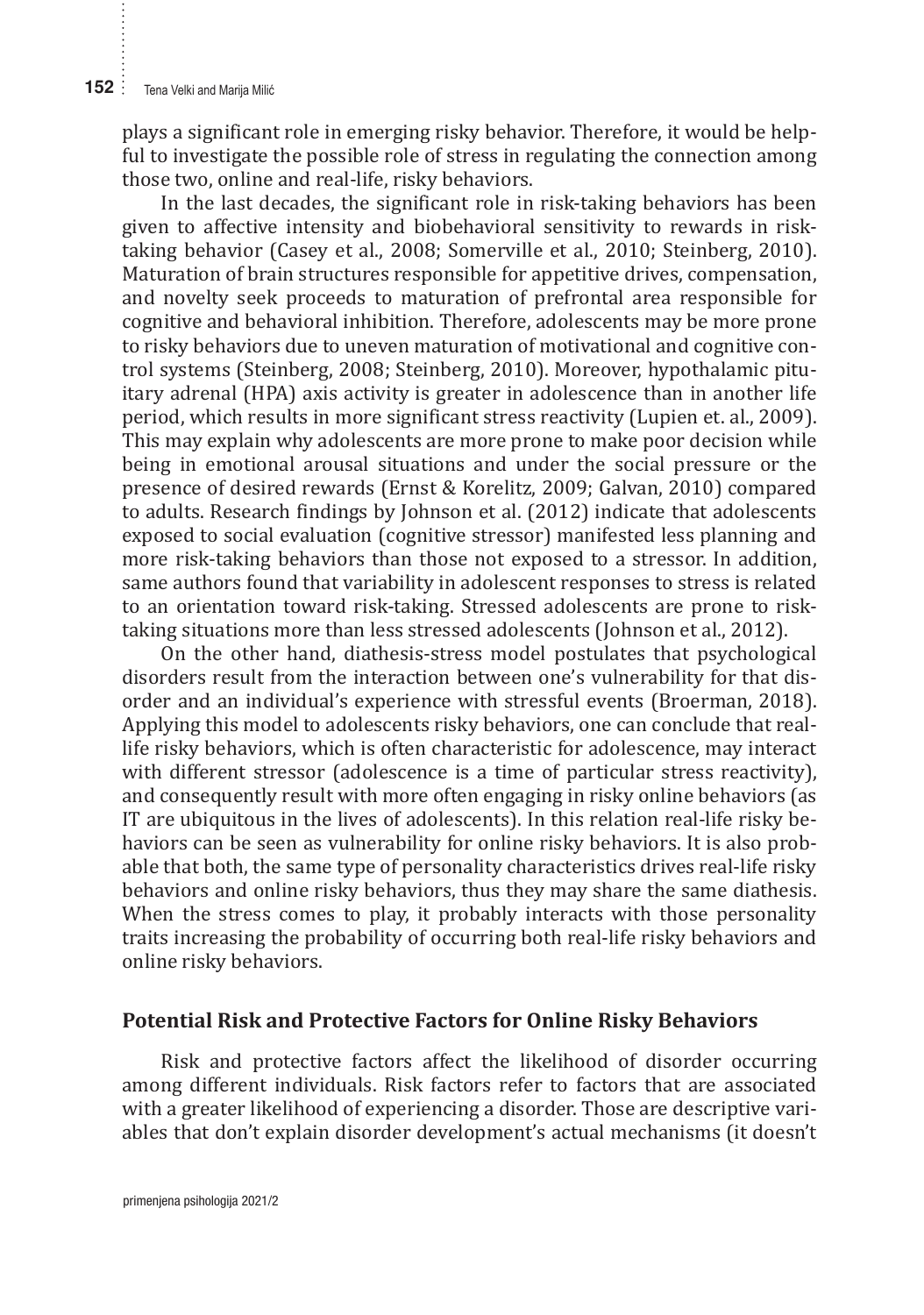plays a significant role in emerging risky behavior. Therefore, it would be helpful to investigate the possible role of stress in regulating the connection among those two, online and real-life, risky behaviors.

In the last decades, the significant role in risk-taking behaviors has been given to affective intensity and biobehavioral sensitivity to rewards in risk-taking behavior (Casey et al., 2008; Somerville et al., 2010; Steinberg, 2010). Maturation of brain structures responsible for appetitive drives, compensation, and novelty seek proceeds to maturation of prefrontal area responsible for cognitive and behavioral inhibition. Therefore, adolescents may be more prone to risky behaviors due to uneven maturation of motivational and cognitive control systems (Steinberg, 2008; Steinberg, 2010). Moreover, hypothalamic pituitary adrenal (HPA) axis activity is greater in adolescence than in another life period, which results in more significant stress reactivity (Lupien et. al., 2009). This may explain why adolescents are more prone to make poor decision while being in emotional arousal situations and under the social pressure or the presence of desired rewards (Ernst & Korelitz, 2009; Galvan, 2010) compared to adults. Research findings by Johnson et al. (2012) indicate that adolescents exposed to social evaluation (cognitive stressor) manifested less planning and more risk-taking behaviors than those not exposed to a stressor. In addition, same authors found that variability in adolescent responses to stress is related to an orientation toward risk-taking. Stressed adolescents are prone to risk-taking situations more than less stressed adolescents (Johnson et al., 2012).

On the other hand, diathesis-stress model postulates that psychological disorders result from the interaction between one's vulnerability for that disorder and an individual's experience with stressful events (Broerman, 2018). Applying this model to adolescents risky behaviors, one can conclude that real-life risky behaviors, which is often characteristic for adolescence, may interact with different stressor (adolescence is a time of particular stress reactivity), and consequently result with more often engaging in risky online behaviors (as IT are ubiquitous in the lives of adolescents). In this relation real-life risky behaviors can be seen as vulnerability for online risky behaviors. It is also probable that both, the same type of personality characteristics drives real-life risky behaviors and online risky behaviors, thus they may share the same diathesis. When the stress comes to play, it probably interacts with those personality traits increasing the probability of occurring both real-life risky behaviors and online risky behaviors.

## Potential Risk and Protective Factors for Online Risky Behaviors

Risk and protective factors affect the likelihood of disorder occurring among different individuals. Risk factors refer to factors that are associated with a greater likelihood of experiencing a disorder. Those are descriptive variables that don't explain disorder development's actual mechanisms (it doesn't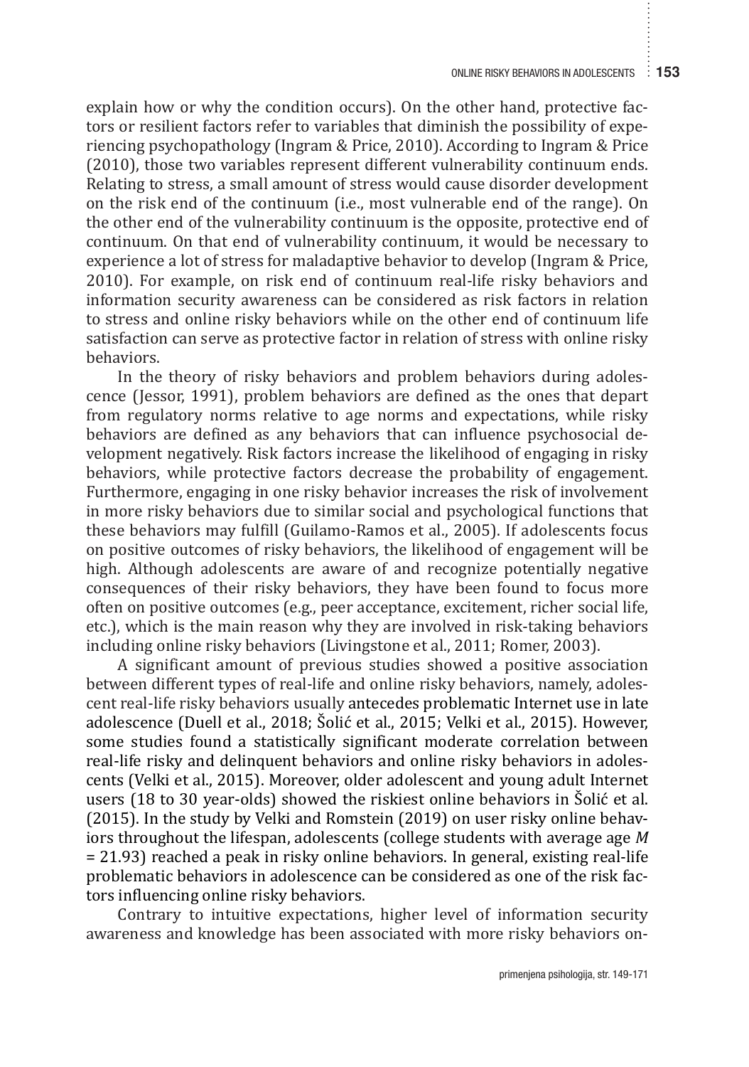explain how or why the condition occurs). On the other hand, protective factors or resilient factors refer to variables that diminish the possibility of experiencing psychopathology (Ingram & Price, 2010). According to Ingram & Price (2010), those two variables represent different vulnerability continuum ends. Relating to stress, a small amount of stress would cause disorder development on the risk end of the continuum (i.e., most vulnerable end of the range). On the other end of the vulnerability continuum is the opposite, protective end of continuum. On that end of vulnerability continuum, it would be necessary to experience a lot of stress for maladaptive behavior to develop (Ingram & Price, 2010). For example, on risk end of continuum real-life risky behaviors and information security awareness can be considered as risk factors in relation to stress and online risky behaviors while on the other end of continuum life satisfaction can serve as protective factor in relation of stress with online risky behaviors.

In the theory of risky behaviors and problem behaviors during adolescence (Jessor, 1991), problem behaviors are defined as the ones that depart from regulatory norms relative to age norms and expectations, while risky behaviors are defined as any behaviors that can influence psychosocial development negatively. Risk factors increase the likelihood of engaging in risky behaviors, while protective factors decrease the probability of engagement. Furthermore, engaging in one risky behavior increases the risk of involvement in more risky behaviors due to similar social and psychological functions that these behaviors may fulfill (Guilamo-Ramos et al., 2005). If adolescents focus on positive outcomes of risky behaviors, the likelihood of engagement will be high. Although adolescents are aware of and recognize potentially negative consequences of their risky behaviors, they have been found to focus more often on positive outcomes (e.g., peer acceptance, excitement, richer social life, etc.), which is the main reason why they are involved in risk-taking behaviors including online risky behaviors (Livingstone et al., 2011; Romer, 2003).

A significant amount of previous studies showed a positive association between different types of real-life and online risky behaviors, namely, adolescent real-life risky behaviors usually antecedes problematic Internet use in late adolescence (Duell et al., 2018; Šolić et al., 2015; Velki et al., 2015). However, some studies found a statistically significant moderate correlation between real-life risky and delinquent behaviors and online risky behaviors in adolescents (Velki et al., 2015). Moreover, older adolescent and young adult Internet users (18 to 30 year-olds) showed the riskiest online behaviors in Šolić et al. (2015). In the study by Velki and Romstein (2019) on user risky online behaviors throughout the lifespan, adolescents (college students with average age $M$ = 21.93) reached a peak in risky online behaviors. In general, existing real-life problematic behaviors in adolescence can be considered as one of the risk factors influencing online risky behaviors.

Contrary to intuitive expectations, higher level of information security awareness and knowledge has been associated with more risky behaviors on-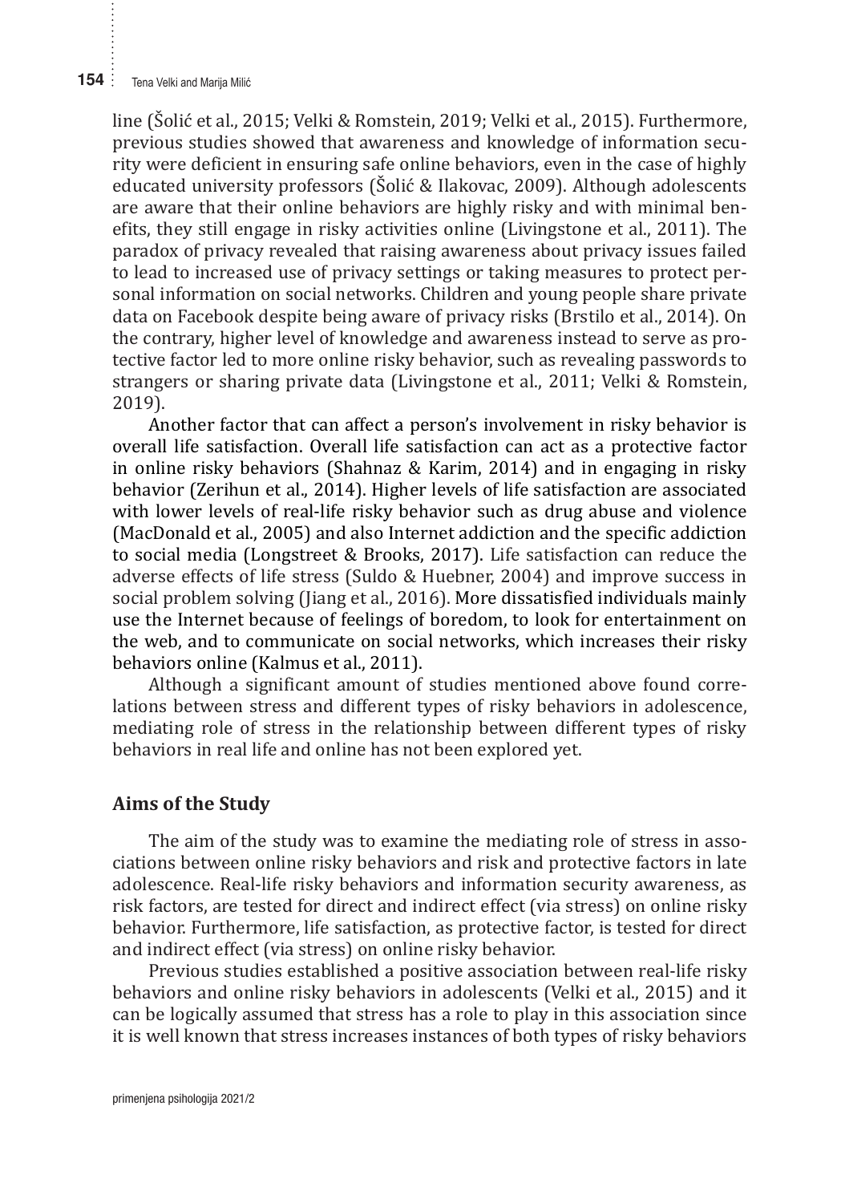line (Šolić et al., 2015; Velki & Romstein, 2019; Velki et al., 2015). Furthermore, previous studies showed that awareness and knowledge of information security were deficient in ensuring safe online behaviors, even in the case of highly educated university professors (Šolić & Ilakovac, 2009). Although adolescents are aware that their online behaviors are highly risky and with minimal benefits, they still engage in risky activities online (Livingstone et al., 2011). The paradox of privacy revealed that raising awareness about privacy issues failed to lead to increased use of privacy settings or taking measures to protect personal information on social networks. Children and young people share private data on Facebook despite being aware of privacy risks (Brstilo et al., 2014). On the contrary, higher level of knowledge and awareness instead to serve as protective factor led to more online risky behavior, such as revealing passwords to strangers or sharing private data (Livingstone et al., 2011; Velki & Romstein, 2019).

Another factor that can affect a person's involvement in risky behavior is overall life satisfaction. Overall life satisfaction can act as a protective factor in online risky behaviors (Shahnaz & Karim, 2014) and in engaging in risky behavior (Zerihun et al., 2014). Higher levels of life satisfaction are associated with lower levels of real-life risky behavior such as drug abuse and violence (MacDonald et al., 2005) and also Internet addiction and the specific addiction to social media (Longstreet & Brooks, 2017). Life satisfaction can reduce the adverse effects of life stress (Suldo & Huebner, 2004) and improve success in social problem solving (Jiang et al., 2016). More dissatisfied individuals mainly use the Internet because of feelings of boredom, to look for entertainment on the web, and to communicate on social networks, which increases their risky behaviors online (Kalmus et al., 2011).

Although a significant amount of studies mentioned above found correlations between stress and different types of risky behaviors in adolescence, mediating role of stress in the relationship between different types of risky behaviors in real life and online has not been explored yet.

## Aims of the Study

The aim of the study was to examine the mediating role of stress in associations between online risky behaviors and risk and protective factors in late adolescence. Real-life risky behaviors and information security awareness, as risk factors, are tested for direct and indirect effect (via stress) on online risky behavior. Furthermore, life satisfaction, as protective factor, is tested for direct and indirect effect (via stress) on online risky behavior.

Previous studies established a positive association between real-life risky behaviors and online risky behaviors in adolescents (Velki et al., 2015) and it can be logically assumed that stress has a role to play in this association since it is well known that stress increases instances of both types of risky behaviors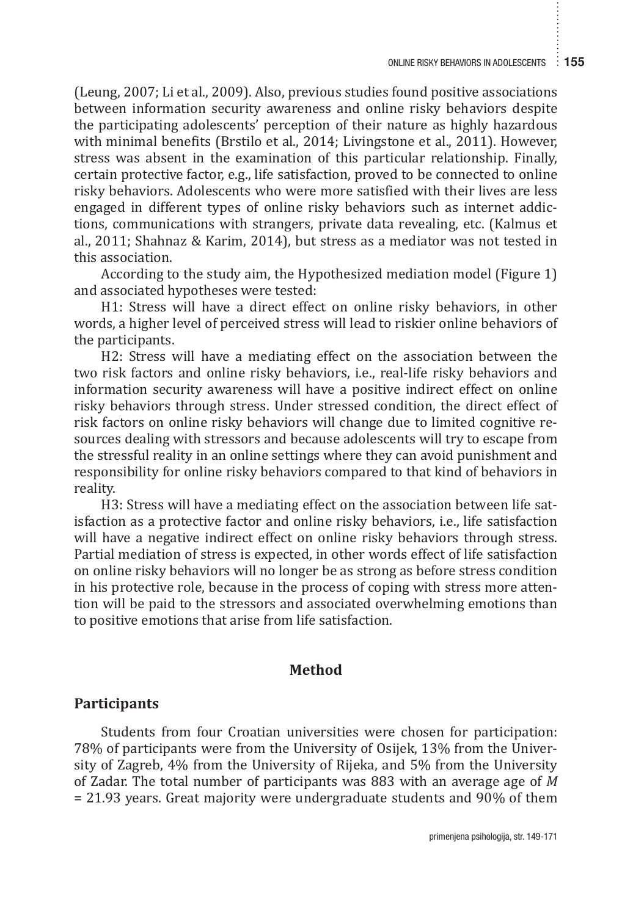(Leung, 2007; Li et al., 2009). Also, previous studies found positive associations between information security awareness and online risky behaviors despite the participating adolescents' perception of their nature as highly hazardous with minimal benefits (Brstilo et al., 2014; Livingstone et al., 2011). However, stress was absent in the examination of this particular relationship. Finally, certain protective factor, e.g., life satisfaction, proved to be connected to online risky behaviors. Adolescents who were more satisfied with their lives are less engaged in different types of online risky behaviors such as internet addictions, communications with strangers, private data revealing, etc. (Kalmus et al., 2011; Shahnaz & Karim, 2014), but stress as a mediator was not tested in this association.

According to the study aim, the Hypothesized mediation model (Figure 1) and associated hypotheses were tested:

H1: Stress will have a direct effect on online risky behaviors, in other words, a higher level of perceived stress will lead to riskier online behaviors of the participants.

H2: Stress will have a mediating effect on the association between the two risk factors and online risky behaviors, i.e., real-life risky behaviors and information security awareness will have a positive indirect effect on online risky behaviors through stress. Under stressed condition, the direct effect of risk factors on online risky behaviors will change due to limited cognitive resources dealing with stressors and because adolescents will try to escape from the stressful reality in an online settings where they can avoid punishment and responsibility for online risky behaviors compared to that kind of behaviors in reality.

H3: Stress will have a mediating effect on the association between life satisfaction as a protective factor and online risky behaviors, i.e., life satisfaction will have a negative indirect effect on online risky behaviors through stress. Partial mediation of stress is expected, in other words effect of life satisfaction on online risky behaviors will no longer be as strong as before stress condition in his protective role, because in the process of coping with stress more attention will be paid to the stressors and associated overwhelming emotions than to positive emotions that arise from life satisfaction.

## Method

### Participants

Students from four Croatian universities were chosen for participation: 78% of participants were from the University of Osijek, 13% from the University of Zagreb, 4% from the University of Rijeka, and 5% from the University of Zadar. The total number of participants was 883 with an average age of $M = 21.93$ years. Great majority were undergraduate students and 90% of them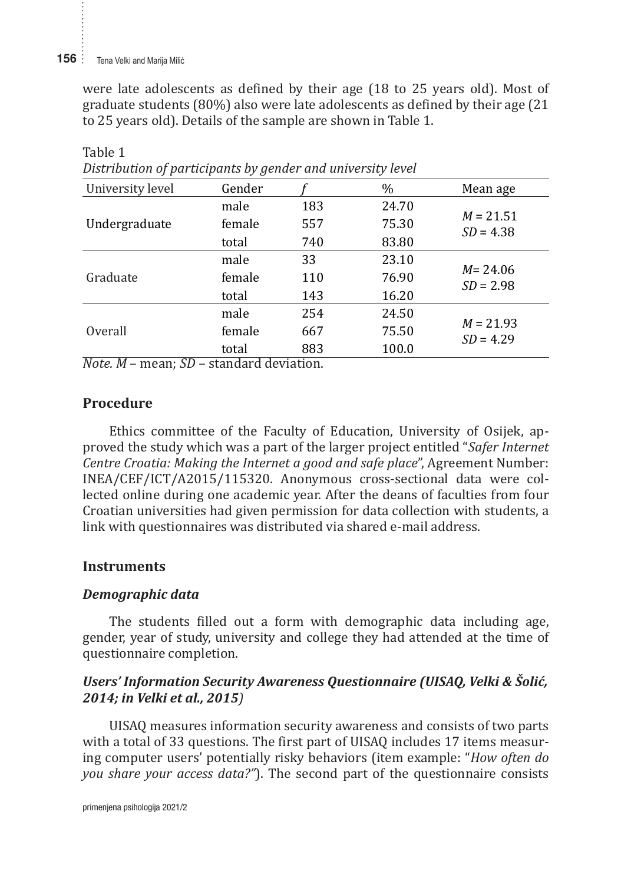were late adolescents as defined by their age (18 to 25 years old). Most of graduate students (80%) also were late adolescents as defined by their age (21 to 25 years old). Details of the sample are shown in Table 1.

Table 1
*Distribution of participants by gender and university level*

| University level | Gender | *f* | % | Mean age |
|---|---|---|---|---|
| Undergraduate | male | 183 | 24.70 | $M$ = 21.51 $SD$ = 4.38 |
| | female | 557 | 75.30 | |
| | total | 740 | 83.80 | |
| Graduate | male | 33 | 23.10 | $M$= 24.06 $SD$ = 2.98 |
| | female | 110 | 76.90 | |
| | total | 143 | 16.20 | |
| Overall | male | 254 | 24.50 | $M$ = 21.93 $SD$ = 4.29 |
| | female | 667 | 75.50 | |
| | total | 883 | 100.0 | |

*Note. M* – mean; *SD* – standard deviation.

## Procedure

Ethics committee of the Faculty of Education, University of Osijek, approved the study which was a part of the larger project entitled "*Safer Internet Centre Croatia: Making the Internet a good and safe place*", Agreement Number: INEA/CEF/ICT/A2015/115320. Anonymous cross-sectional data were collected online during one academic year. After the deans of faculties from four Croatian universities had given permission for data collection with students, a link with questionnaires was distributed via shared e-mail address.

## Instruments

### *Demographic data*

The students filled out a form with demographic data including age, gender, year of study, university and college they had attended at the time of questionnaire completion.

### *Users' Information Security Awareness Questionnaire (UISAQ, Velki & Šolić, 2014; in Velki et al., 2015)*

UISAQ measures information security awareness and consists of two parts with a total of 33 questions. The first part of UISAQ includes 17 items measuring computer users' potentially risky behaviors (item example: "*How often do you share your access data?"*). The second part of the questionnaire consists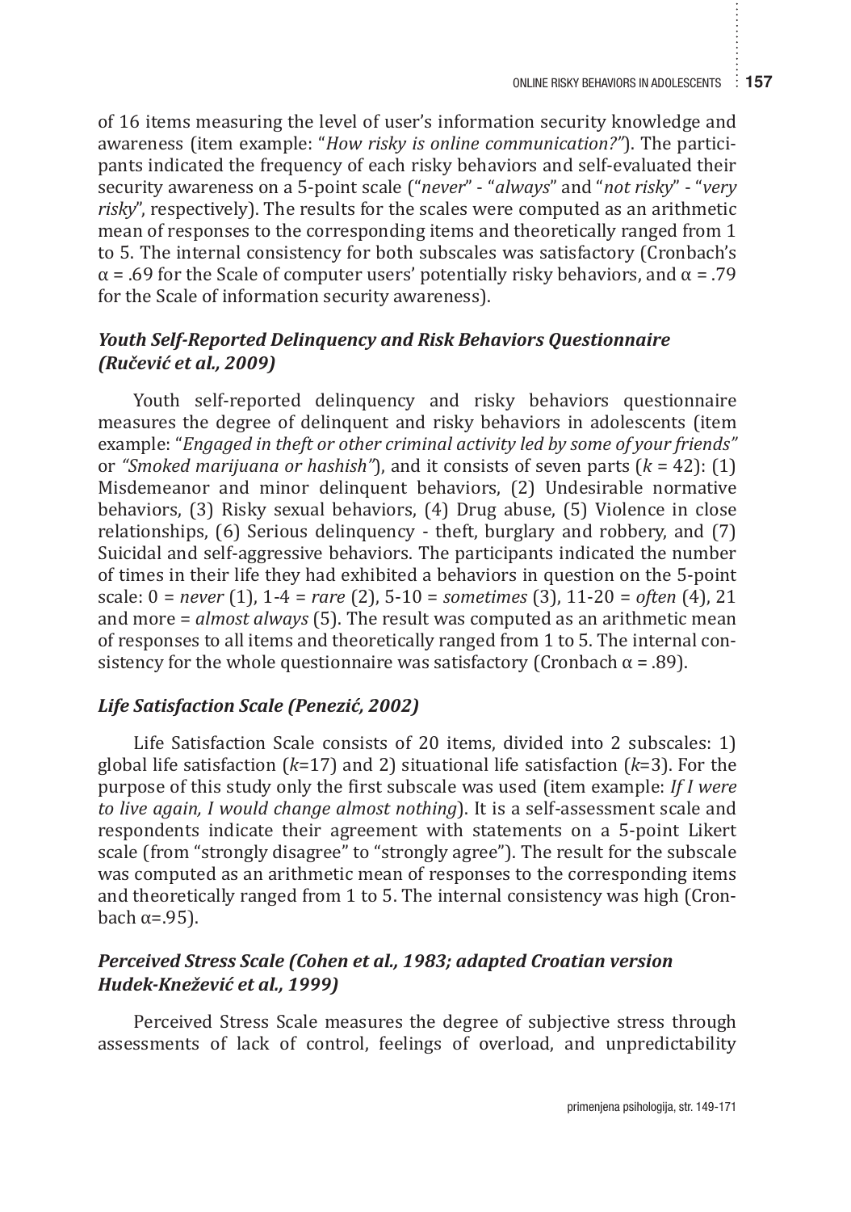of 16 items measuring the level of user's information security knowledge and awareness (item example: "*How risky is online communication?"*). The participants indicated the frequency of each risky behaviors and self-evaluated their security awareness on a 5-point scale ("*never*" - "*always*" and "*not risky*" - "*very risky*", respectively). The results for the scales were computed as an arithmetic mean of responses to the corresponding items and theoretically ranged from 1 to 5. The internal consistency for both subscales was satisfactory (Cronbach's $\alpha = .69$ for the Scale of computer users' potentially risky behaviors, and $\alpha = .79$ for the Scale of information security awareness).

### *Youth Self-Reported Delinquency and Risk Behaviors Questionnaire (Ručević et al., 2009)*

Youth self-reported delinquency and risky behaviors questionnaire measures the degree of delinquent and risky behaviors in adolescents (item example: "*Engaged in theft or other criminal activity led by some of your friends"* or *"Smoked marijuana or hashish"*), and it consists of seven parts ($k = 42$): (1) Misdemeanor and minor delinquent behaviors, (2) Undesirable normative behaviors, (3) Risky sexual behaviors, (4) Drug abuse, (5) Violence in close relationships, (6) Serious delinquency - theft, burglary and robbery, and (7) Suicidal and self-aggressive behaviors. The participants indicated the number of times in their life they had exhibited a behaviors in question on the 5-point scale: 0 = *never* (1), 1-4 = *rare* (2), 5-10 = *sometimes* (3), 11-20 = *often* (4), 21 and more = *almost always* (5). The result was computed as an arithmetic mean of responses to all items and theoretically ranged from 1 to 5. The internal consistency for the whole questionnaire was satisfactory (Cronbach $\alpha = .89$).

### *Life Satisfaction Scale (Penezić, 2002)*

Life Satisfaction Scale consists of 20 items, divided into 2 subscales: 1) global life satisfaction ($k$=17) and 2) situational life satisfaction ($k$=3). For the purpose of this study only the first subscale was used (item example: *If I were to live again, I would change almost nothing*). It is a self-assessment scale and respondents indicate their agreement with statements on a 5-point Likert scale (from "strongly disagree" to "strongly agree"). The result for the subscale was computed as an arithmetic mean of responses to the corresponding items and theoretically ranged from 1 to 5. The internal consistency was high (Cronbach $\alpha$=.95).

### *Perceived Stress Scale (Cohen et al., 1983; adapted Croatian version Hudek-Knežević et al., 1999)*

Perceived Stress Scale measures the degree of subjective stress through assessments of lack of control, feelings of overload, and unpredictability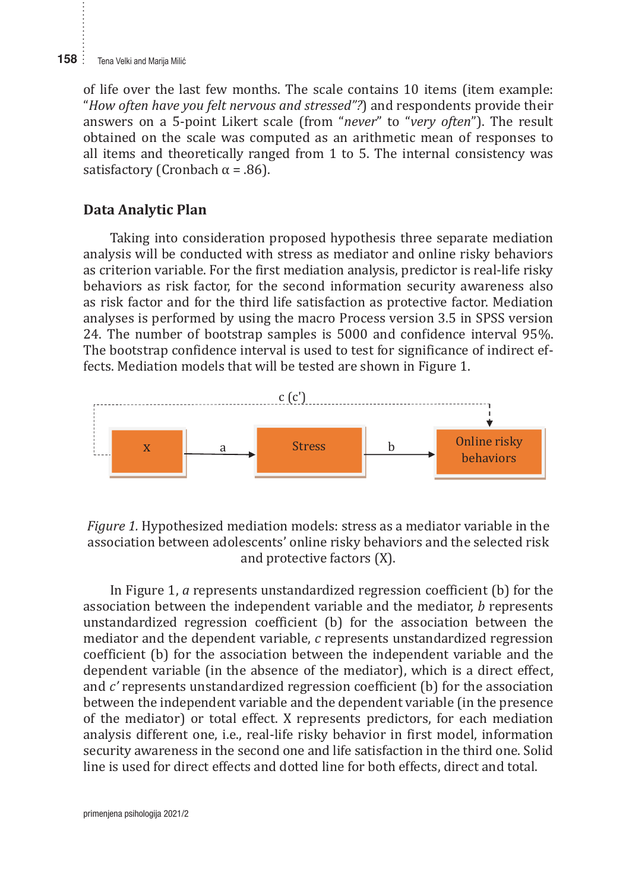of life over the last few months. The scale contains 10 items (item example: "*How often have you felt nervous and stressed"?*) and respondents provide their answers on a 5-point Likert scale (from "*never*" to "*very often*"). The result obtained on the scale was computed as an arithmetic mean of responses to all items and theoretically ranged from 1 to 5. The internal consistency was satisfactory (Cronbach $\alpha$ = .86).

### Data Analytic Plan

Taking into consideration proposed hypothesis three separate mediation analysis will be conducted with stress as mediator and online risky behaviors as criterion variable. For the first mediation analysis, predictor is real-life risky behaviors as risk factor, for the second information security awareness also as risk factor and for the third life satisfaction as protective factor. Mediation analyses is performed by using the macro Process version 3.5 in SPSS version 24. The number of bootstrap samples is 5000 and confidence interval 95%. The bootstrap confidence interval is used to test for significance of indirect effects. Mediation models that will be tested are shown in Figure 1.

*Figure 1.* Hypothesized mediation models: stress as a mediator variable in the association between adolescents' online risky behaviors and the selected risk and protective factors (X).

In Figure 1, *a* represents unstandardized regression coefficient (b) for the association between the independent variable and the mediator, *b* represents unstandardized regression coefficient (b) for the association between the mediator and the dependent variable, *c* represents unstandardized regression coefficient (b) for the association between the independent variable and the dependent variable (in the absence of the mediator), which is a direct effect, and *c'* represents unstandardized regression coefficient (b) for the association between the independent variable and the dependent variable (in the presence of the mediator) or total effect. X represents predictors, for each mediation analysis different one, i.e., real-life risky behavior in first model, information security awareness in the second one and life satisfaction in the third one. Solid line is used for direct effects and dotted line for both effects, direct and total.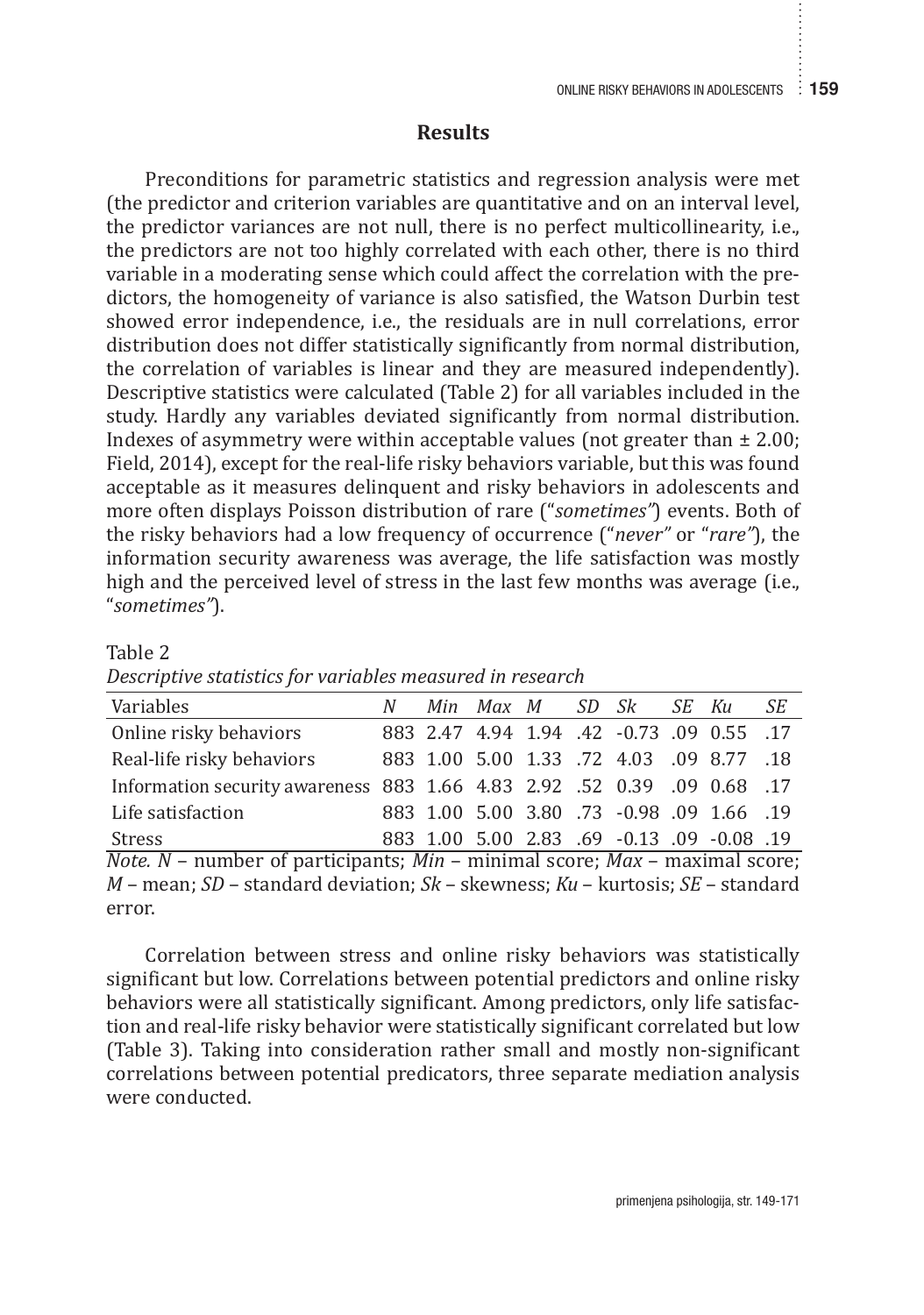## Results

Preconditions for parametric statistics and regression analysis were met (the predictor and criterion variables are quantitative and on an interval level, the predictor variances are not null, there is no perfect multicollinearity, i.e., the predictors are not too highly correlated with each other, there is no third variable in a moderating sense which could affect the correlation with the predictors, the homogeneity of variance is also satisfied, the Watson Durbin test showed error independence, i.e., the residuals are in null correlations, error distribution does not differ statistically significantly from normal distribution, the correlation of variables is linear and they are measured independently). Descriptive statistics were calculated (Table 2) for all variables included in the study. Hardly any variables deviated significantly from normal distribution. Indexes of asymmetry were within acceptable values (not greater than ± 2.00; Field, 2014), except for the real-life risky behaviors variable, but this was found acceptable as it measures delinquent and risky behaviors in adolescents and more often displays Poisson distribution of rare ("*sometimes*") events. Both of the risky behaviors had a low frequency of occurrence ("*never*" or "*rare*"), the information security awareness was average, the life satisfaction was mostly high and the perceived level of stress in the last few months was average (i.e., "*sometimes*").

Table 2
*Descriptive statistics for variables measured in research*

| Variables | *N* | *Min* | *Max* | *M* | *SD* | *Sk* | *SE* | *Ku* | *SE* |
|---|---|---|---|---|---|---|---|---|---|
| Online risky behaviors | 883 | 2.47 | 4.94 | 1.94 | .42 | -0.73 | .09 | 0.55 | .17 |
| Real-life risky behaviors | 883 | 1.00 | 5.00 | 1.33 | .72 | 4.03 | .09 | 8.77 | .18 |
| Information security awareness | 883 | 1.66 | 4.83 | 2.92 | .52 | 0.39 | .09 | 0.68 | .17 |
| Life satisfaction | 883 | 1.00 | 5.00 | 3.80 | .73 | -0.98 | .09 | 1.66 | .19 |
| Stress | 883 | 1.00 | 5.00 | 2.83 | .69 | -0.13 | .09 | -0.08 | .19 |

*Note. N* – number of participants; *Min* – minimal score; *Max* – maximal score; *M* – mean; *SD* – standard deviation; *Sk* – skewness; *Ku* – kurtosis; *SE* – standard error.

Correlation between stress and online risky behaviors was statistically significant but low. Correlations between potential predictors and online risky behaviors were all statistically significant. Among predictors, only life satisfaction and real-life risky behavior were statistically significant correlated but low (Table 3). Taking into consideration rather small and mostly non-significant correlations between potential predicators, three separate mediation analysis were conducted.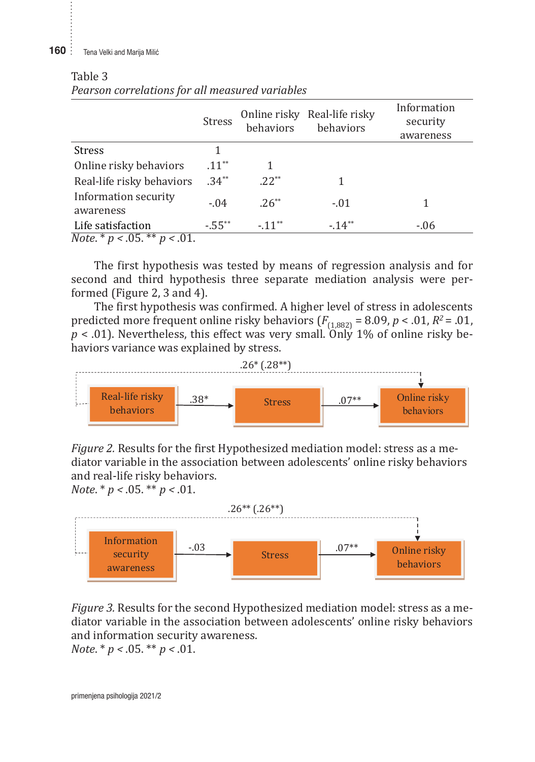Table 3

*Pearson correlations for all measured variables*

| | Stress | Online risky behaviors | Real-life risky behaviors | Information security awareness |
|---|---|---|---|---|
| Stress | 1 | | | |
| Online risky behaviors | .11** | 1 | | |
| Real-life risky behaviors | .34** | .22** | 1 | |
| Information security awareness | -.04 | .26** | -.01 | 1 |
| Life satisfaction | -.55** | -.11** | -.14** | -.06 |

*Note.* * $p < .05$. ** $p < .01$.

The first hypothesis was tested by means of regression analysis and for second and third hypothesis three separate mediation analysis were performed (Figure 2, 3 and 4).

The first hypothesis was confirmed. A higher level of stress in adolescents predicted more frequent online risky behaviors ($F_{(1,882)} = 8.09$, $p < .01$, $R^2 = .01$, $p < .01$). Nevertheless, this effect was very small. Only 1% of online risky behaviors variance was explained by stress.

Real-life risky behaviors → (.38*) → Stress → (.07**) → Online risky behaviors; direct path: .26* (.28**)

*Figure 2.* Results for the first Hypothesized mediation model: stress as a mediator variable in the association between adolescents' online risky behaviors and real-life risky behaviors.

*Note.* * $p < .05$. ** $p < .01$.

Information security awareness → (-.03) → Stress → (.07**) → Online risky behaviors; direct path: .26** (.26**)

*Figure 3.* Results for the second Hypothesized mediation model: stress as a mediator variable in the association between adolescents' online risky behaviors and information security awareness.

*Note.* * $p < .05$. ** $p < .01$.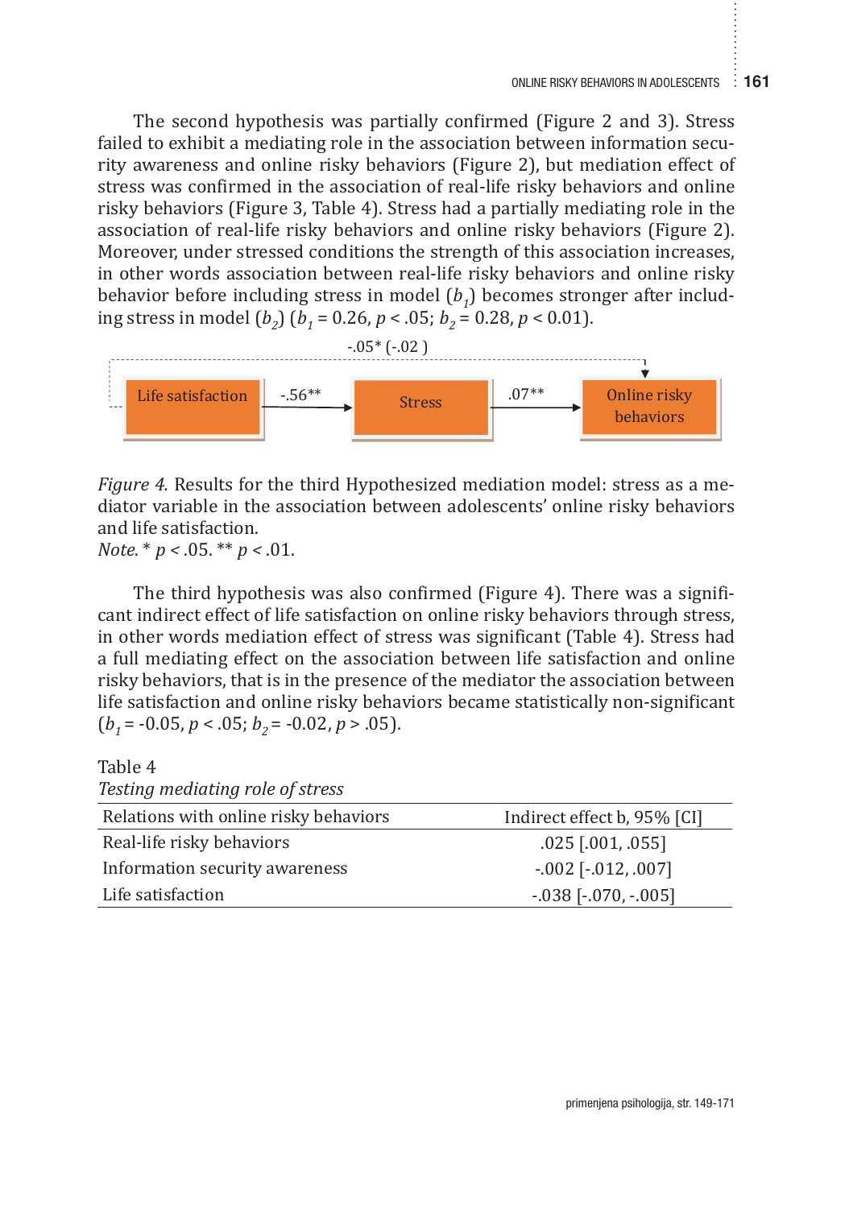The second hypothesis was partially confirmed (Figure 2 and 3). Stress failed to exhibit a mediating role in the association between information security awareness and online risky behaviors (Figure 2), but mediation effect of stress was confirmed in the association of real-life risky behaviors and online risky behaviors (Figure 3, Table 4). Stress had a partially mediating role in the association of real-life risky behaviors and online risky behaviors (Figure 2). Moreover, under stressed conditions the strength of this association increases, in other words association between real-life risky behaviors and online risky behavior before including stress in model ($b_1$) becomes stronger after including stress in model ($b_2$) ($b_1$ = 0.26, $p < .05$; $b_2$ = 0.28, $p < 0.01$).

-.05* (-.02 )

Life satisfaction → -.56** → Stress → .07** → Online risky behaviors

*Figure 4.* Results for the third Hypothesized mediation model: stress as a mediator variable in the association between adolescents' online risky behaviors and life satisfaction.
*Note*. * $p < .05$. ** $p < .01$.

The third hypothesis was also confirmed (Figure 4). There was a significant indirect effect of life satisfaction on online risky behaviors through stress, in other words mediation effect of stress was significant (Table 4). Stress had a full mediating effect on the association between life satisfaction and online risky behaviors, that is in the presence of the mediator the association between life satisfaction and online risky behaviors became statistically non-significant ($b_1$ = -0.05, $p < .05$; $b_2$ = -0.02, $p > .05$).

Table 4
*Testing mediating role of stress*

| Relations with online risky behaviors | Indirect effect b, 95% [CI] |
|---|---|
| Real-life risky behaviors | .025 [.001, .055] |
| Information security awareness | -.002 [-.012, .007] |
| Life satisfaction | -.038 [-.070, -.005] |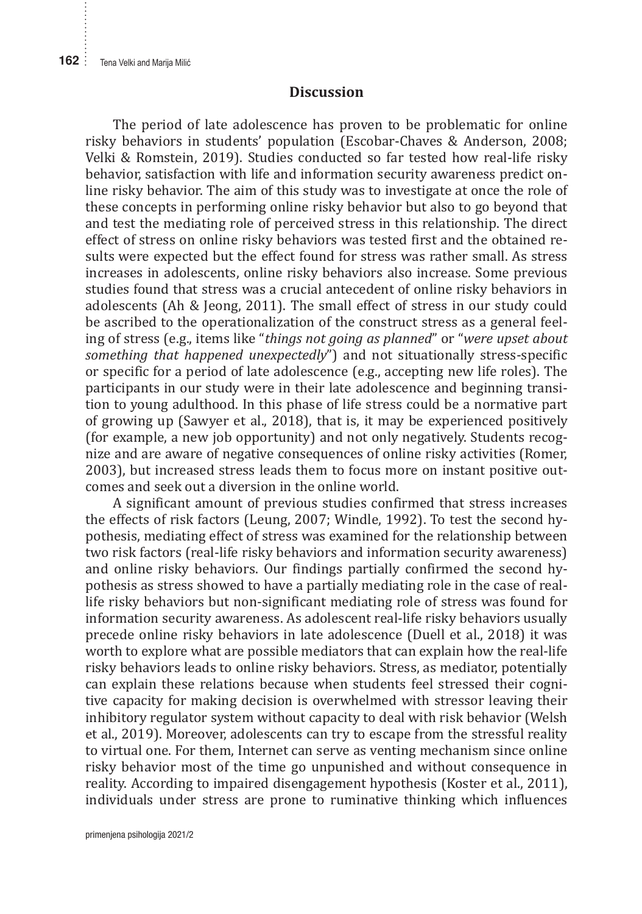## Discussion

The period of late adolescence has proven to be problematic for online risky behaviors in students' population (Escobar-Chaves & Anderson, 2008; Velki & Romstein, 2019). Studies conducted so far tested how real-life risky behavior, satisfaction with life and information security awareness predict online risky behavior. The aim of this study was to investigate at once the role of these concepts in performing online risky behavior but also to go beyond that and test the mediating role of perceived stress in this relationship. The direct effect of stress on online risky behaviors was tested first and the obtained results were expected but the effect found for stress was rather small. As stress increases in adolescents, online risky behaviors also increase. Some previous studies found that stress was a crucial antecedent of online risky behaviors in adolescents (Ah & Jeong, 2011). The small effect of stress in our study could be ascribed to the operationalization of the construct stress as a general feeling of stress (e.g., items like "*things not going as planned*" or "*were upset about something that happened unexpectedly*") and not situationally stress-specific or specific for a period of late adolescence (e.g., accepting new life roles). The participants in our study were in their late adolescence and beginning transition to young adulthood. In this phase of life stress could be a normative part of growing up (Sawyer et al., 2018), that is, it may be experienced positively (for example, a new job opportunity) and not only negatively. Students recognize and are aware of negative consequences of online risky activities (Romer, 2003), but increased stress leads them to focus more on instant positive outcomes and seek out a diversion in the online world.

A significant amount of previous studies confirmed that stress increases the effects of risk factors (Leung, 2007; Windle, 1992). To test the second hypothesis, mediating effect of stress was examined for the relationship between two risk factors (real-life risky behaviors and information security awareness) and online risky behaviors. Our findings partially confirmed the second hypothesis as stress showed to have a partially mediating role in the case of real-life risky behaviors but non-significant mediating role of stress was found for information security awareness. As adolescent real-life risky behaviors usually precede online risky behaviors in late adolescence (Duell et al., 2018) it was worth to explore what are possible mediators that can explain how the real-life risky behaviors leads to online risky behaviors. Stress, as mediator, potentially can explain these relations because when students feel stressed their cognitive capacity for making decision is overwhelmed with stressor leaving their inhibitory regulator system without capacity to deal with risk behavior (Welsh et al., 2019). Moreover, adolescents can try to escape from the stressful reality to virtual one. For them, Internet can serve as venting mechanism since online risky behavior most of the time go unpunished and without consequence in reality. According to impaired disengagement hypothesis (Koster et al., 2011), individuals under stress are prone to ruminative thinking which influences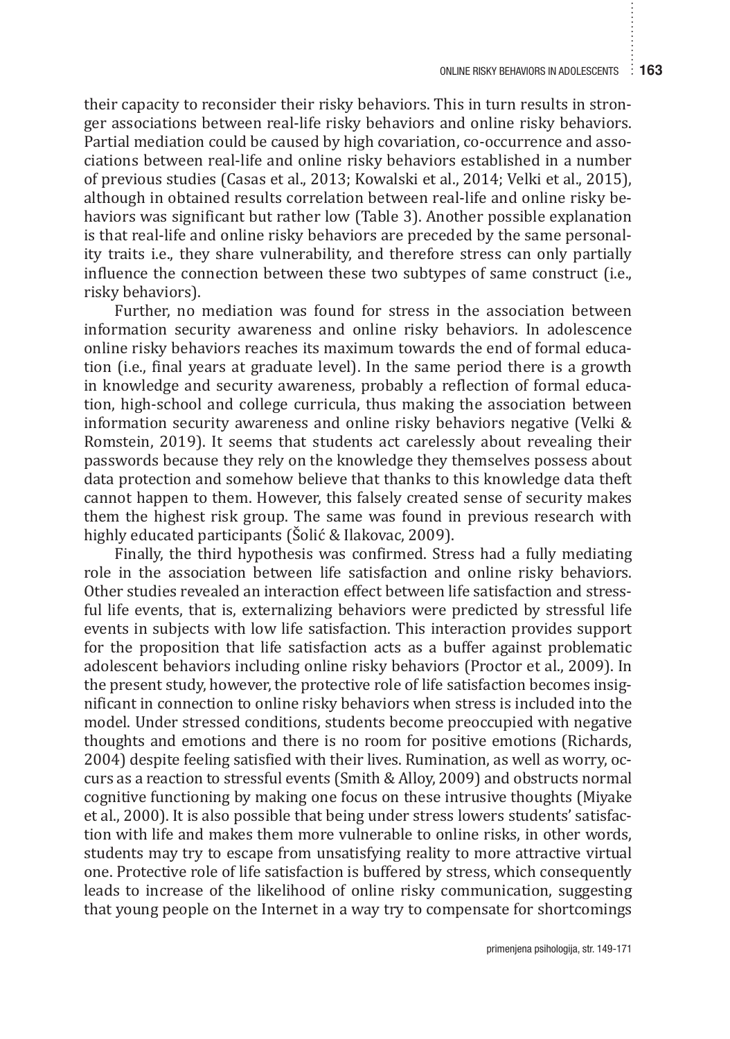their capacity to reconsider their risky behaviors. This in turn results in stronger associations between real-life risky behaviors and online risky behaviors. Partial mediation could be caused by high covariation, co-occurrence and associations between real-life and online risky behaviors established in a number of previous studies (Casas et al., 2013; Kowalski et al., 2014; Velki et al., 2015), although in obtained results correlation between real-life and online risky behaviors was significant but rather low (Table 3). Another possible explanation is that real-life and online risky behaviors are preceded by the same personality traits i.e., they share vulnerability, and therefore stress can only partially influence the connection between these two subtypes of same construct (i.e., risky behaviors).

Further, no mediation was found for stress in the association between information security awareness and online risky behaviors. In adolescence online risky behaviors reaches its maximum towards the end of formal education (i.e., final years at graduate level). In the same period there is a growth in knowledge and security awareness, probably a reflection of formal education, high-school and college curricula, thus making the association between information security awareness and online risky behaviors negative (Velki & Romstein, 2019). It seems that students act carelessly about revealing their passwords because they rely on the knowledge they themselves possess about data protection and somehow believe that thanks to this knowledge data theft cannot happen to them. However, this falsely created sense of security makes them the highest risk group. The same was found in previous research with highly educated participants (Šolić & Ilakovac, 2009).

Finally, the third hypothesis was confirmed. Stress had a fully mediating role in the association between life satisfaction and online risky behaviors. Other studies revealed an interaction effect between life satisfaction and stressful life events, that is, externalizing behaviors were predicted by stressful life events in subjects with low life satisfaction. This interaction provides support for the proposition that life satisfaction acts as a buffer against problematic adolescent behaviors including online risky behaviors (Proctor et al., 2009). In the present study, however, the protective role of life satisfaction becomes insignificant in connection to online risky behaviors when stress is included into the model. Under stressed conditions, students become preoccupied with negative thoughts and emotions and there is no room for positive emotions (Richards, 2004) despite feeling satisfied with their lives. Rumination, as well as worry, occurs as a reaction to stressful events (Smith & Alloy, 2009) and obstructs normal cognitive functioning by making one focus on these intrusive thoughts (Miyake et al., 2000). It is also possible that being under stress lowers students' satisfaction with life and makes them more vulnerable to online risks, in other words, students may try to escape from unsatisfying reality to more attractive virtual one. Protective role of life satisfaction is buffered by stress, which consequently leads to increase of the likelihood of online risky communication, suggesting that young people on the Internet in a way try to compensate for shortcomings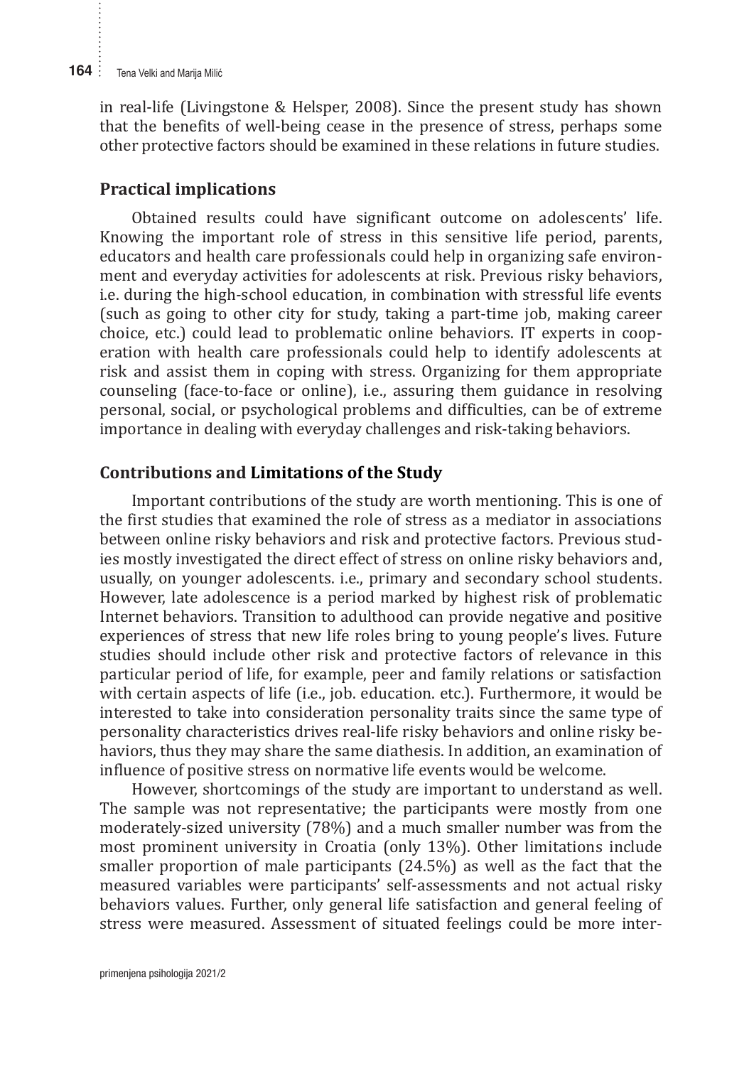in real-life (Livingstone & Helsper, 2008). Since the present study has shown that the benefits of well-being cease in the presence of stress, perhaps some other protective factors should be examined in these relations in future studies.

## Practical implications

Obtained results could have significant outcome on adolescents' life. Knowing the important role of stress in this sensitive life period, parents, educators and health care professionals could help in organizing safe environment and everyday activities for adolescents at risk. Previous risky behaviors, i.e. during the high-school education, in combination with stressful life events (such as going to other city for study, taking a part-time job, making career choice, etc.) could lead to problematic online behaviors. IT experts in cooperation with health care professionals could help to identify adolescents at risk and assist them in coping with stress. Organizing for them appropriate counseling (face-to-face or online), i.e., assuring them guidance in resolving personal, social, or psychological problems and difficulties, can be of extreme importance in dealing with everyday challenges and risk-taking behaviors.

## Contributions and Limitations of the Study

Important contributions of the study are worth mentioning. This is one of the first studies that examined the role of stress as a mediator in associations between online risky behaviors and risk and protective factors. Previous studies mostly investigated the direct effect of stress on online risky behaviors and, usually, on younger adolescents. i.e., primary and secondary school students. However, late adolescence is a period marked by highest risk of problematic Internet behaviors. Transition to adulthood can provide negative and positive experiences of stress that new life roles bring to young people's lives. Future studies should include other risk and protective factors of relevance in this particular period of life, for example, peer and family relations or satisfaction with certain aspects of life (i.e., job. education. etc.). Furthermore, it would be interested to take into consideration personality traits since the same type of personality characteristics drives real-life risky behaviors and online risky behaviors, thus they may share the same diathesis. In addition, an examination of influence of positive stress on normative life events would be welcome.

However, shortcomings of the study are important to understand as well. The sample was not representative; the participants were mostly from one moderately-sized university (78%) and a much smaller number was from the most prominent university in Croatia (only 13%). Other limitations include smaller proportion of male participants (24.5%) as well as the fact that the measured variables were participants' self-assessments and not actual risky behaviors values. Further, only general life satisfaction and general feeling of stress were measured. Assessment of situated feelings could be more inter-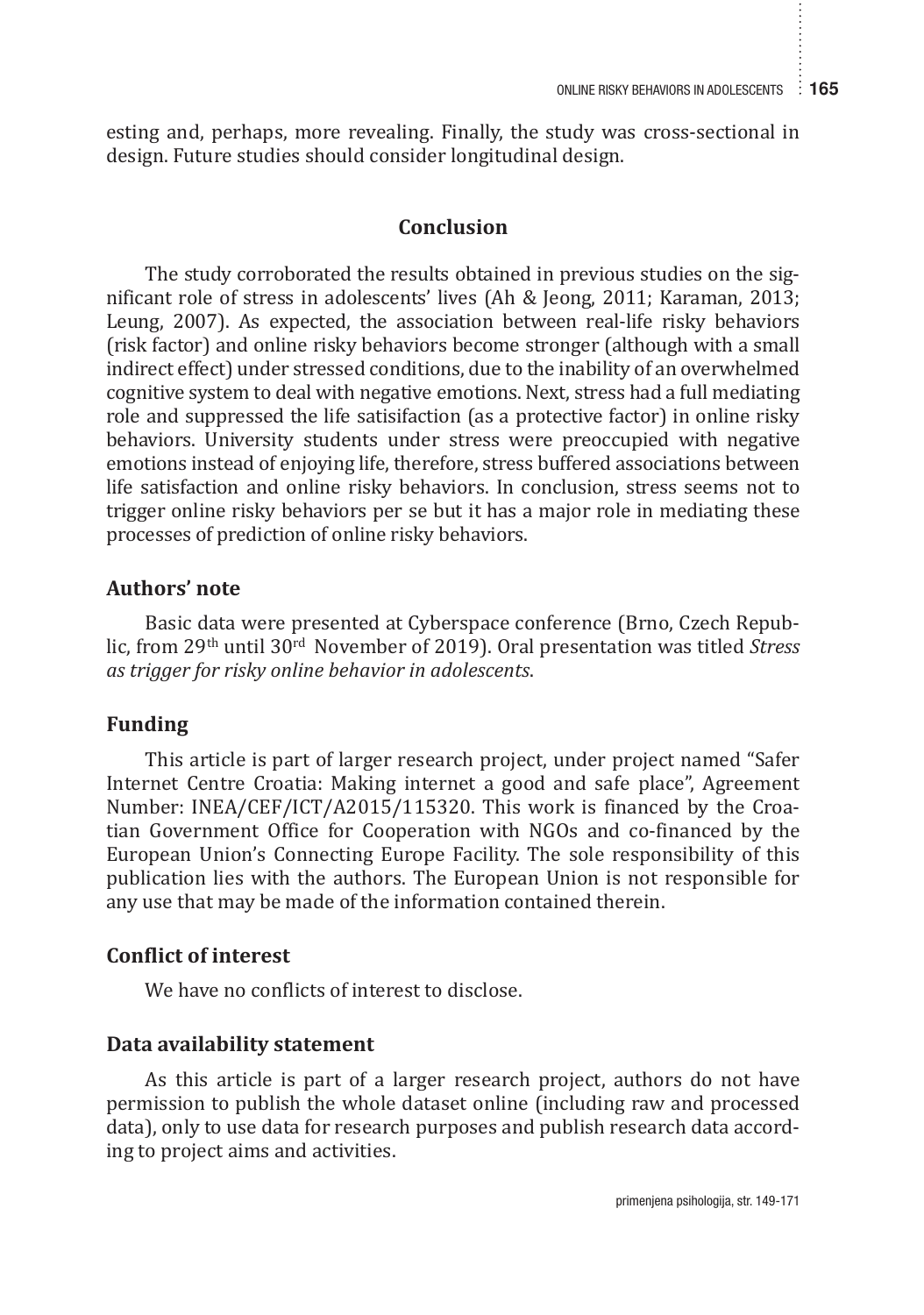esting and, perhaps, more revealing. Finally, the study was cross-sectional in design. Future studies should consider longitudinal design.

## Conclusion

The study corroborated the results obtained in previous studies on the significant role of stress in adolescents' lives (Ah & Jeong, 2011; Karaman, 2013; Leung, 2007). As expected, the association between real-life risky behaviors (risk factor) and online risky behaviors become stronger (although with a small indirect effect) under stressed conditions, due to the inability of an overwhelmed cognitive system to deal with negative emotions. Next, stress had a full mediating role and suppressed the life satisifaction (as a protective factor) in online risky behaviors. University students under stress were preoccupied with negative emotions instead of enjoying life, therefore, stress buffered associations between life satisfaction and online risky behaviors. In conclusion, stress seems not to trigger online risky behaviors per se but it has a major role in mediating these processes of prediction of online risky behaviors.

### Authors' note

Basic data were presented at Cyberspace conference (Brno, Czech Republic, from 29th until 30rd November of 2019). Oral presentation was titled *Stress as trigger for risky online behavior in adolescents*.

### Funding

This article is part of larger research project, under project named "Safer Internet Centre Croatia: Making internet a good and safe place", Agreement Number: INEA/CEF/ICT/A2015/115320. This work is financed by the Croatian Government Office for Cooperation with NGOs and co-financed by the European Union's Connecting Europe Facility. The sole responsibility of this publication lies with the authors. The European Union is not responsible for any use that may be made of the information contained therein.

### Conflict of interest

We have no conflicts of interest to disclose.

### Data availability statement

As this article is part of a larger research project, authors do not have permission to publish the whole dataset online (including raw and processed data), only to use data for research purposes and publish research data according to project aims and activities.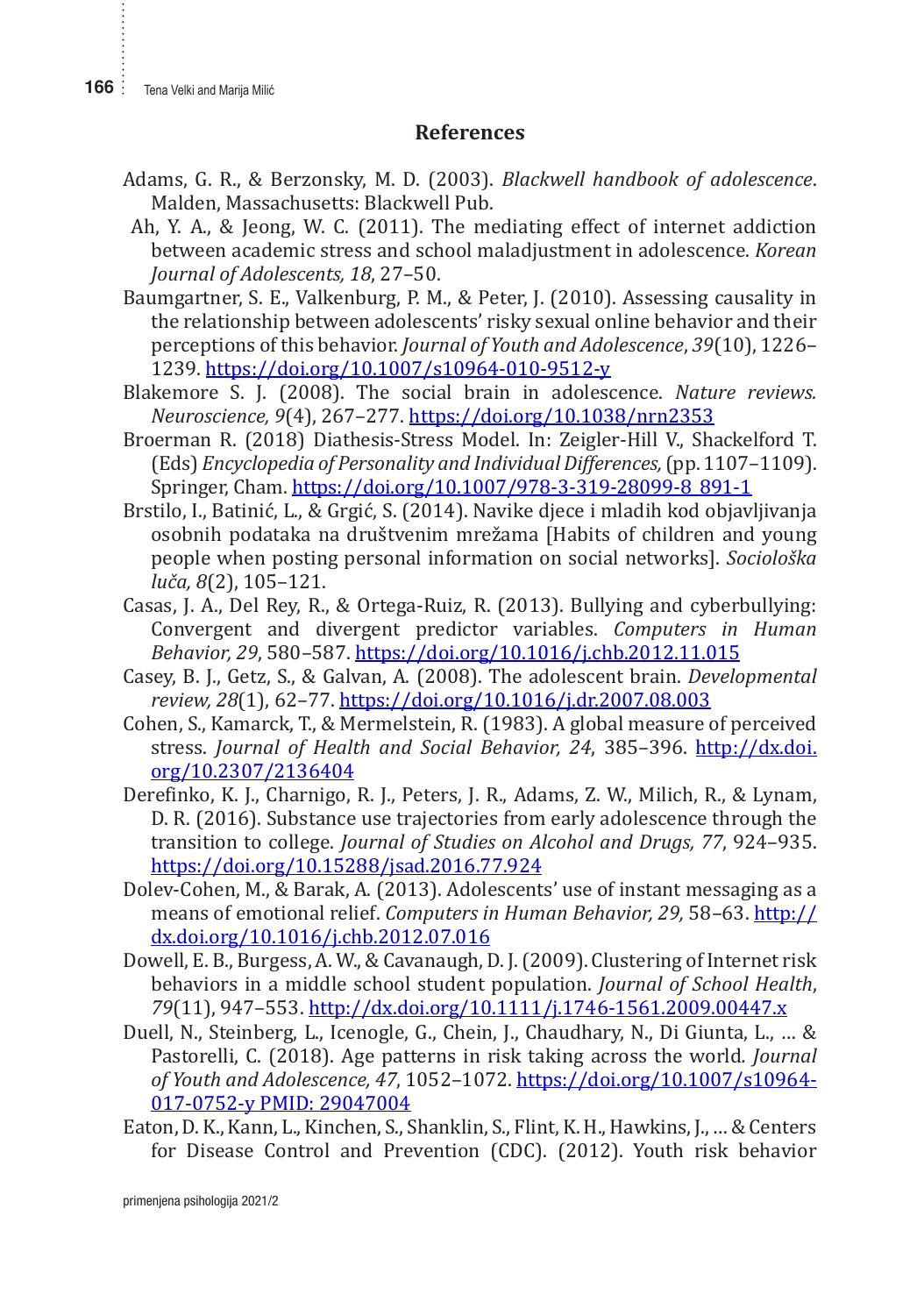## References

Adams, G. R., & Berzonsky, M. D. (2003). *Blackwell handbook of adolescence*. Malden, Massachusetts: Blackwell Pub.

Ah, Y. A., & Jeong, W. C. (2011). The mediating effect of internet addiction between academic stress and school maladjustment in adolescence. *Korean Journal of Adolescents, 18*, 27–50.

Baumgartner, S. E., Valkenburg, P. M., & Peter, J. (2010). Assessing causality in the relationship between adolescents' risky sexual online behavior and their perceptions of this behavior. *Journal of Youth and Adolescence*, *39*(10), 1226–1239. https://doi.org/10.1007/s10964-010-9512-y

Blakemore S. J. (2008). The social brain in adolescence. *Nature reviews. Neuroscience, 9*(4), 267–277. https://doi.org/10.1038/nrn2353

Broerman R. (2018) Diathesis-Stress Model. In: Zeigler-Hill V., Shackelford T. (Eds) *Encyclopedia of Personality and Individual Differences,* (pp. 1107–1109). Springer, Cham. https://doi.org/10.1007/978-3-319-28099-8_891-1

Brstilo, I., Batinić, L., & Grgić, S. (2014). Navike djece i mladih kod objavljivanja osobnih podataka na društvenim mrežama [Habits of children and young people when posting personal information on social networks]. *Sociološka luča, 8*(2), 105–121.

Casas, J. A., Del Rey, R., & Ortega-Ruiz, R. (2013). Bullying and cyberbullying: Convergent and divergent predictor variables. *Computers in Human Behavior, 29*, 580–587. https://doi.org/10.1016/j.chb.2012.11.015

Casey, B. J., Getz, S., & Galvan, A. (2008). The adolescent brain. *Developmental review, 28*(1), 62–77. https://doi.org/10.1016/j.dr.2007.08.003

Cohen, S., Kamarck, T., & Mermelstein, R. (1983). A global measure of perceived stress. *Journal of Health and Social Behavior, 24*, 385–396. http://dx.doi.org/10.2307/2136404

Derefinko, K. J., Charnigo, R. J., Peters, J. R., Adams, Z. W., Milich, R., & Lynam, D. R. (2016). Substance use trajectories from early adolescence through the transition to college. *Journal of Studies on Alcohol and Drugs, 77*, 924–935. https://doi.org/10.15288/jsad.2016.77.924

Dolev-Cohen, M., & Barak, A. (2013). Adolescents' use of instant messaging as a means of emotional relief. *Computers in Human Behavior, 29,* 58–63. http://dx.doi.org/10.1016/j.chb.2012.07.016

Dowell, E. B., Burgess, A. W., & Cavanaugh, D. J. (2009). Clustering of Internet risk behaviors in a middle school student population. *Journal of School Health*, *79*(11), 947–553. http://dx.doi.org/10.1111/j.1746-1561.2009.00447.x

Duell, N., Steinberg, L., Icenogle, G., Chein, J., Chaudhary, N., Di Giunta, L., ... & Pastorelli, C. (2018). Age patterns in risk taking across the world*. Journal of Youth and Adolescence, 47*, 1052–1072. https://doi.org/10.1007/s10964-017-0752-y PMID: 29047004

Eaton, D. K., Kann, L., Kinchen, S., Shanklin, S., Flint, K. H., Hawkins, J., ... & Centers for Disease Control and Prevention (CDC). (2012). Youth risk behavior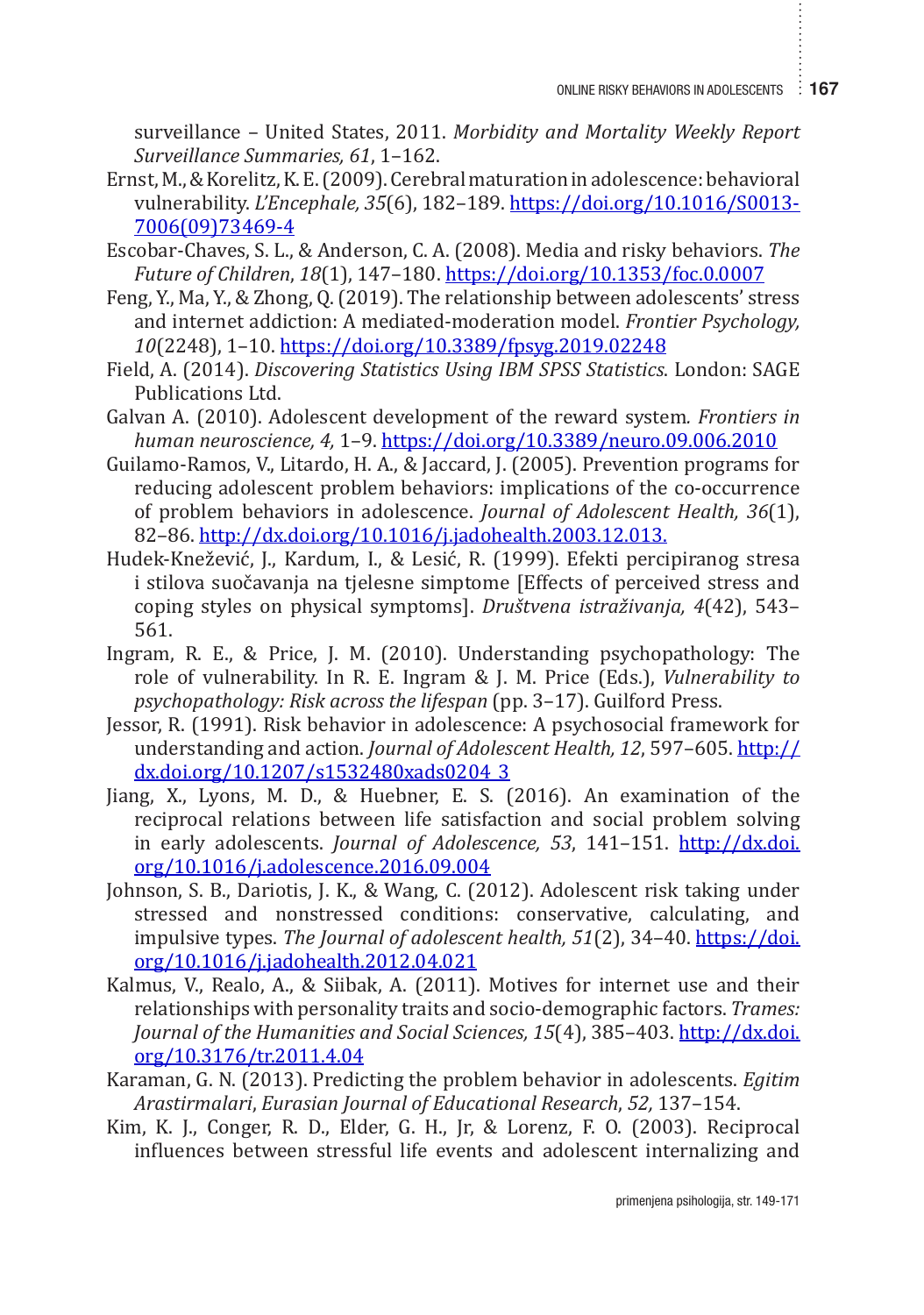surveillance – United States, 2011. *Morbidity and Mortality Weekly Report Surveillance Summaries, 61*, 1–162.

Ernst, M., & Korelitz, K. E. (2009). Cerebral maturation in adolescence: behavioral vulnerability. *L'Encephale, 35*(6), 182–189. https://doi.org/10.1016/S0013-7006(09)73469-4

Escobar-Chaves, S. L., & Anderson, C. A. (2008). Media and risky behaviors. *The Future of Children*, *18*(1), 147–180. https://doi.org/10.1353/foc.0.0007

Feng, Y., Ma, Y., & Zhong, Q. (2019). The relationship between adolescents' stress and internet addiction: A mediated-moderation model. *Frontier Psychology, 10*(2248), 1–10. https://doi.org/10.3389/fpsyg.2019.02248

Field, A. (2014). *Discovering Statistics Using IBM SPSS Statistics*. London: SAGE Publications Ltd.

Galvan A. (2010). Adolescent development of the reward system*. Frontiers in human neuroscience, 4,* 1–9. https://doi.org/10.3389/neuro.09.006.2010

Guilamo-Ramos, V., Litardo, H. A., & Jaccard, J. (2005). Prevention programs for reducing adolescent problem behaviors: implications of the co-occurrence of problem behaviors in adolescence. *Journal of Adolescent Health, 36*(1), 82–86. http://dx.doi.org/10.1016/j.jadohealth.2003.12.013.

Hudek-Knežević, J., Kardum, I., & Lesić, R. (1999). Efekti percipiranog stresa i stilova suočavanja na tjelesne simptome [Effects of perceived stress and coping styles on physical symptoms]. *Društvena istraživanja, 4*(42), 543–561.

Ingram, R. E., & Price, J. M. (2010). Understanding psychopathology: The role of vulnerability. In R. E. Ingram & J. M. Price (Eds.), *Vulnerability to psychopathology: Risk across the lifespan* (pp. 3–17). Guilford Press.

Jessor, R. (1991). Risk behavior in adolescence: A psychosocial framework for understanding and action. *Journal of Adolescent Health, 12*, 597–605. http://dx.doi.org/10.1207/s1532480xads0204_3

Jiang, X., Lyons, M. D., & Huebner, E. S. (2016). An examination of the reciprocal relations between life satisfaction and social problem solving in early adolescents. *Journal of Adolescence, 53*, 141–151. http://dx.doi.org/10.1016/j.adolescence.2016.09.004

Johnson, S. B., Dariotis, J. K., & Wang, C. (2012). Adolescent risk taking under stressed and nonstressed conditions: conservative, calculating, and impulsive types. *The Journal of adolescent health, 51*(2), 34–40. https://doi.org/10.1016/j.jadohealth.2012.04.021

Kalmus, V., Realo, A., & Siibak, A. (2011). Motives for internet use and their relationships with personality traits and socio-demographic factors. *Trames: Journal of the Humanities and Social Sciences, 15*(4), 385–403. http://dx.doi.org/10.3176/tr.2011.4.04

Karaman, G. N. (2013). Predicting the problem behavior in adolescents. *Egitim Arastirmalari*, *Eurasian Journal of Educational Research*, *52,* 137–154.

Kim, K. J., Conger, R. D., Elder, G. H., Jr, & Lorenz, F. O. (2003). Reciprocal influences between stressful life events and adolescent internalizing and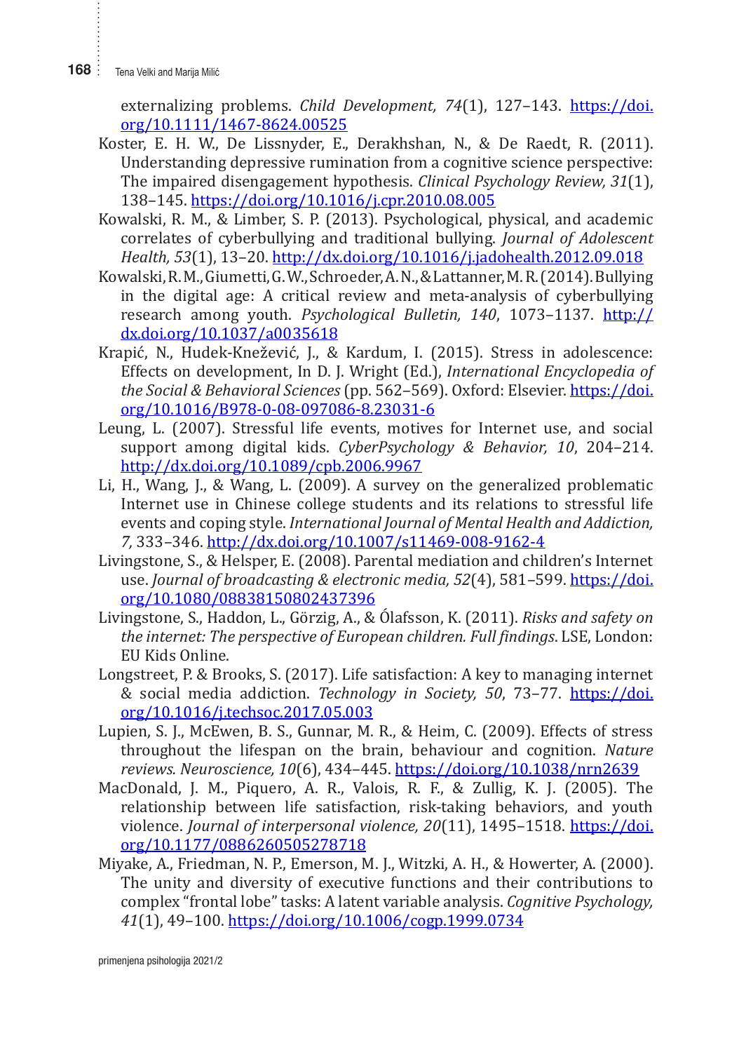externalizing problems. *Child Development, 74*(1), 127–143. https://doi.org/10.1111/1467-8624.00525

Koster, E. H. W., De Lissnyder, E., Derakhshan, N., & De Raedt, R. (2011). Understanding depressive rumination from a cognitive science perspective: The impaired disengagement hypothesis. *Clinical Psychology Review, 31*(1), 138–145. https://doi.org/10.1016/j.cpr.2010.08.005

Kowalski, R. M., & Limber, S. P. (2013). Psychological, physical, and academic correlates of cyberbullying and traditional bullying. *Journal of Adolescent Health, 53*(1), 13–20. http://dx.doi.org/10.1016/j.jadohealth.2012.09.018

Kowalski, R. M., Giumetti, G. W., Schroeder, A. N., & Lattanner, M. R. (2014). Bullying in the digital age: A critical review and meta-analysis of cyberbullying research among youth. *Psychological Bulletin, 140*, 1073–1137. http://dx.doi.org/10.1037/a0035618

Krapić, N., Hudek-Knežević, J., & Kardum, I. (2015). Stress in adolescence: Effects on development, In D. J. Wright (Ed.), *International Encyclopedia of the Social & Behavioral Sciences* (pp. 562–569). Oxford: Elsevier. https://doi.org/10.1016/B978-0-08-097086-8.23031-6

Leung, L. (2007). Stressful life events, motives for Internet use, and social support among digital kids. *CyberPsychology & Behavior, 10*, 204–214. http://dx.doi.org/10.1089/cpb.2006.9967

Li, H., Wang, J., & Wang, L. (2009). A survey on the generalized problematic Internet use in Chinese college students and its relations to stressful life events and coping style. *International Journal of Mental Health and Addiction, 7,* 333–346. http://dx.doi.org/10.1007/s11469-008-9162-4

Livingstone, S., & Helsper, E. (2008). Parental mediation and children's Internet use. *Journal of broadcasting & electronic media, 52*(4), 581–599. https://doi.org/10.1080/08838150802437396

Livingstone, S., Haddon, L., Görzig, A., & Ólafsson, K. (2011). *Risks and safety on the internet: The perspective of European children. Full findings*. LSE, London: EU Kids Online.

Longstreet, P. & Brooks, S. (2017). Life satisfaction: A key to managing internet & social media addiction. *Technology in Society, 50*, 73–77. https://doi.org/10.1016/j.techsoc.2017.05.003

Lupien, S. J., McEwen, B. S., Gunnar, M. R., & Heim, C. (2009). Effects of stress throughout the lifespan on the brain, behaviour and cognition. *Nature reviews. Neuroscience, 10*(6), 434–445. https://doi.org/10.1038/nrn2639

MacDonald, J. M., Piquero, A. R., Valois, R. F., & Zullig, K. J. (2005). The relationship between life satisfaction, risk-taking behaviors, and youth violence. *Journal of interpersonal violence, 20*(11), 1495–1518. https://doi.org/10.1177/0886260505278718

Miyake, A., Friedman, N. P., Emerson, M. J., Witzki, A. H., & Howerter, A. (2000). The unity and diversity of executive functions and their contributions to complex "frontal lobe" tasks: A latent variable analysis. *Cognitive Psychology, 41*(1), 49–100. https://doi.org/10.1006/cogp.1999.0734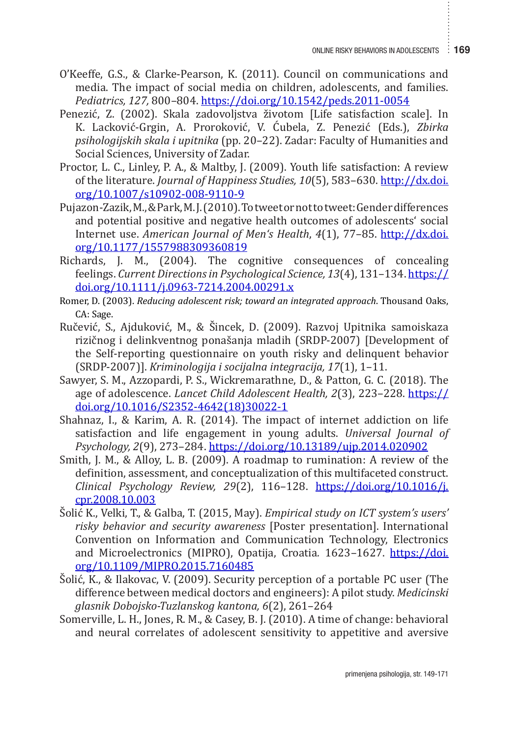O'Keeffe, G.S., & Clarke-Pearson, K. (2011). Council on communications and media. The impact of social media on children, adolescents, and families. *Pediatrics, 127,* 800–804. https://doi.org/10.1542/peds.2011-0054

Penezić, Z. (2002). Skala zadovoljstva životom [Life satisfaction scale]. In K. Lacković-Grgin, A. Proroković, V. Ćubela, Z. Penezić (Eds.), *Zbirka psihologijskih skala i upitnika* (pp. 20–22). Zadar: Faculty of Humanities and Social Sciences, University of Zadar.

Proctor, L. C., Linley, P. A., & Maltby, J. (2009). Youth life satisfaction: A review of the literature. *Journal of Happiness Studies, 10*(5), 583–630. http://dx.doi.org/10.1007/s10902-008-9110-9

Pujazon-Zazik, M., & Park, M. J. (2010). To tweet or not to tweet: Gender differences and potential positive and negative health outcomes of adolescents' social Internet use. *American Journal of Men's Health*, *4*(1), 77–85. http://dx.doi.org/10.1177/1557988309360819

Richards, J. M., (2004). The cognitive consequences of concealing feelings. *Current Directions in Psychological Science, 13*(4), 131–134. https://doi.org/10.1111/j.0963-7214.2004.00291.x

Romer, D. (2003). *Reducing adolescent risk; toward an integrated approach*. Thousand Oaks, CA: Sage.

Ručević, S., Ajduković, M., & Šincek, D. (2009). Razvoj Upitnika samoiskaza rizičnog i delinkventnog ponašanja mladih (SRDP-2007) [Development of the Self-reporting questionnaire on youth risky and delinquent behavior (SRDP-2007)]. *Kriminologija i socijalna integracija, 17*(1), 1–11.

Sawyer, S. M., Azzopardi, P. S., Wickremarathne, D., & Patton, G. C. (2018). The age of adolescence. *Lancet Child Adolescent Health, 2*(3), 223–228. https://doi.org/10.1016/S2352-4642(18)30022-1

Shahnaz, I., & Karim, A. R. (2014). The impact of internet addiction on life satisfaction and life engagement in young adults. *Universal Journal of Psychology, 2*(9), 273–284. https://doi.org/10.13189/ujp.2014.020902

Smith, J. M., & Alloy, L. B. (2009). A roadmap to rumination: A review of the definition, assessment, and conceptualization of this multifaceted construct. *Clinical Psychology Review, 29*(2), 116–128. https://doi.org/10.1016/j.cpr.2008.10.003

Šolić K., Velki, T., & Galba, T. (2015, May). *Empirical study on ICT system's users' risky behavior and security awareness* [Poster presentation]. International Convention on Information and Communication Technology, Electronics and Microelectronics (MIPRO), Opatija, Croatia. 1623–1627. https://doi.org/10.1109/MIPRO.2015.7160485

Šolić, K., & Ilakovac, V. (2009). Security perception of a portable PC user (The difference between medical doctors and engineers): A pilot study. *Medicinski glasnik Dobojsko-Tuzlanskog kantona, 6*(2), 261–264

Somerville, L. H., Jones, R. M., & Casey, B. J. (2010). A time of change: behavioral and neural correlates of adolescent sensitivity to appetitive and aversive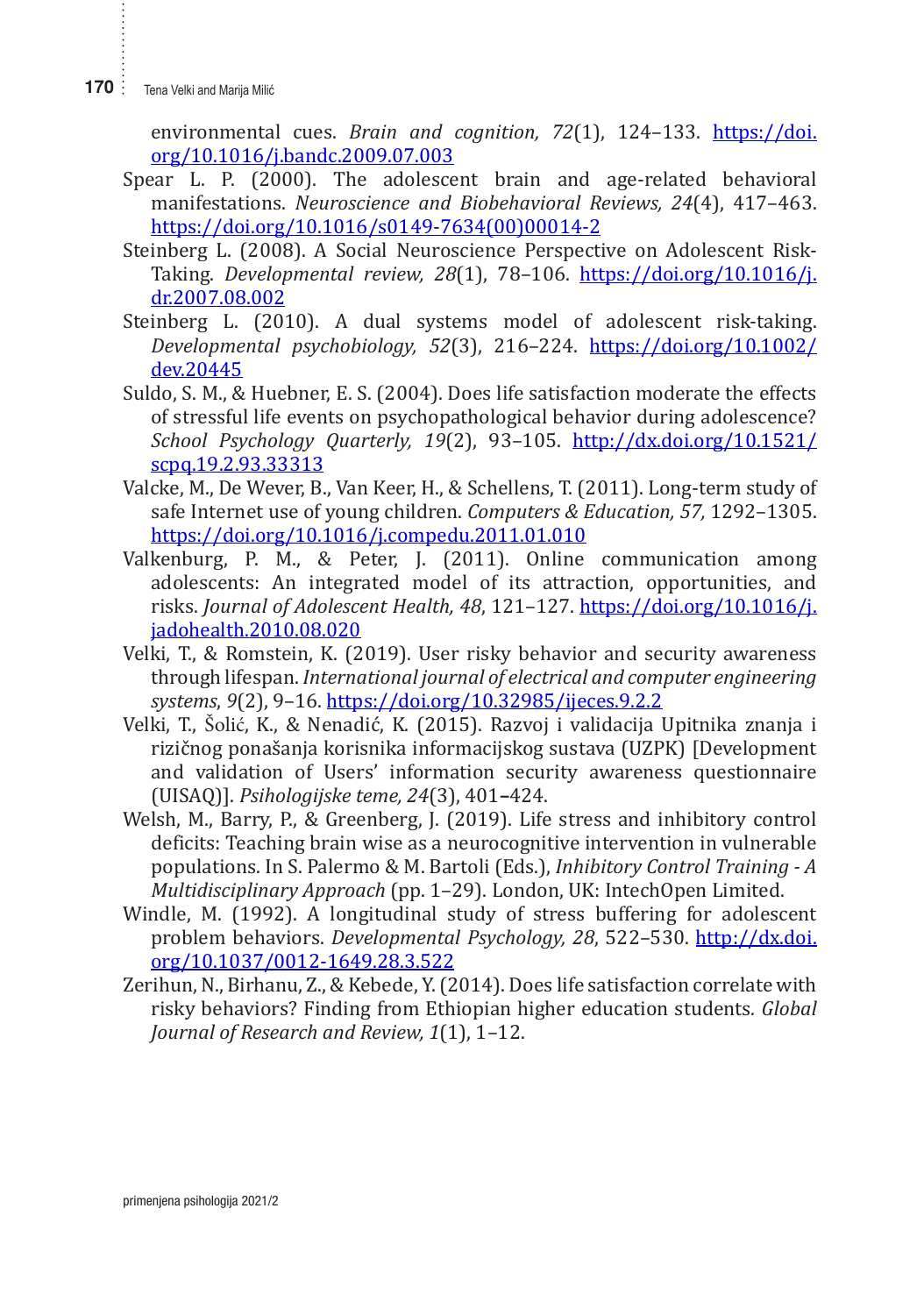environmental cues. *Brain and cognition, 72*(1), 124–133. https://doi.org/10.1016/j.bandc.2009.07.003

Spear L. P. (2000). The adolescent brain and age-related behavioral manifestations. *Neuroscience and Biobehavioral Reviews, 24*(4), 417–463. https://doi.org/10.1016/s0149-7634(00)00014-2

Steinberg L. (2008). A Social Neuroscience Perspective on Adolescent Risk-Taking. *Developmental review, 28*(1), 78–106. https://doi.org/10.1016/j.dr.2007.08.002

Steinberg L. (2010). A dual systems model of adolescent risk-taking. *Developmental psychobiology, 52*(3), 216–224. https://doi.org/10.1002/dev.20445

Suldo, S. M., & Huebner, E. S. (2004). Does life satisfaction moderate the effects of stressful life events on psychopathological behavior during adolescence? *School Psychology Quarterly, 19*(2), 93–105. http://dx.doi.org/10.1521/scpq.19.2.93.33313

Valcke, M., De Wever, B., Van Keer, H., & Schellens, T. (2011). Long-term study of safe Internet use of young children. *Computers & Education, 57,* 1292–1305. https://doi.org/10.1016/j.compedu.2011.01.010

Valkenburg, P. M., & Peter, J. (2011). Online communication among adolescents: An integrated model of its attraction, opportunities, and risks. *Journal of Adolescent Health, 48*, 121–127. https://doi.org/10.1016/j.jadohealth.2010.08.020

Velki, T., & Romstein, K. (2019). User risky behavior and security awareness through lifespan. *International journal of electrical and computer engineering systems*, *9*(2), 9–16. https://doi.org/10.32985/ijeces.9.2.2

Velki, T., Šolić, K., & Nenadić, K. (2015). Razvoj i validacija Upitnika znanja i rizičnog ponašanja korisnika informacijskog sustava (UZPK) [Development and validation of Users' information security awareness questionnaire (UISAQ)]. *Psihologijske teme, 24*(3), 401–424.

Welsh, M., Barry, P., & Greenberg, J. (2019). Life stress and inhibitory control deficits: Teaching brain wise as a neurocognitive intervention in vulnerable populations. In S. Palermo & M. Bartoli (Eds.), *Inhibitory Control Training - A Multidisciplinary Approach* (pp. 1–29). London, UK: IntechOpen Limited.

Windle, M. (1992). A longitudinal study of stress buffering for adolescent problem behaviors. *Developmental Psychology, 28*, 522–530. http://dx.doi.org/10.1037/0012-1649.28.3.522

Zerihun, N., Birhanu, Z., & Kebede, Y. (2014). Does life satisfaction correlate with risky behaviors? Finding from Ethiopian higher education students. *Global Journal of Research and Review, 1*(1), 1–12.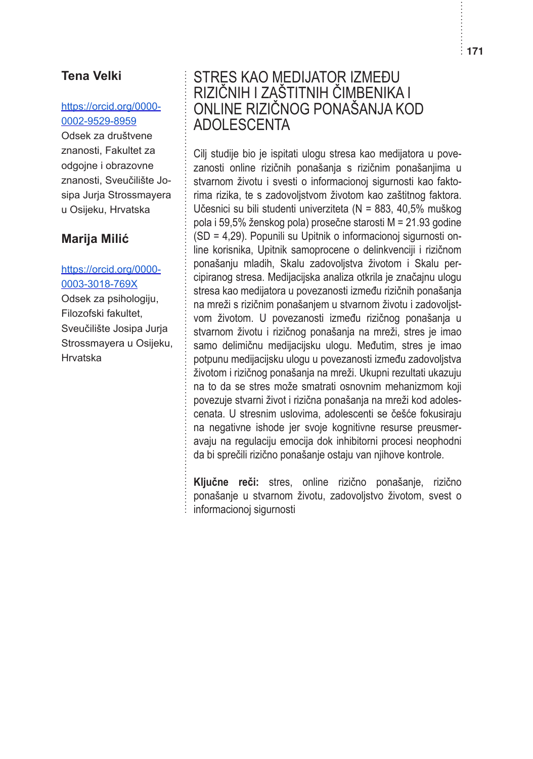**Tena Velki**

https://orcid.org/0000-0002-9529-8959
Odsek za društvene znanosti, Fakultet za odgojne i obrazovne znanosti, Sveučilište Josipa Jurja Strossmayera u Osijeku, Hrvatska

**Marija Milić**

https://orcid.org/0000-0003-3018-769X
Odsek za psihologiju, Filozofski fakultet, Sveučilište Josipa Jurja Strossmayera u Osijeku, Hrvatska

# STRES KAO MEDIJATOR IZMEĐU RIZIČNIH I ZAŠTITNIH ČIMBENIKA I ONLINE RIZIČNOG PONAŠANJA KOD ADOLESCENTA

Cilj studije bio je ispitati ulogu stresa kao medijatora u povezanosti online rizičnih ponašanja s rizičnim ponašanjima u stvarnom životu i svesti o informacionoj sigurnosti kao faktorima rizika, te s zadovoljstvom životom kao zaštitnog faktora. Učesnici su bili studenti univerziteta (N = 883, 40,5% muškog pola i 59,5% ženskog pola) prosečne starosti M = 21.93 godine (SD = 4,29). Popunili su Upitnik o informacionoj sigurnosti online korisnika, Upitnik samoprocene o delinkvenciji i rizičnom ponašanju mladih, Skalu zadovoljstva životom i Skalu percipiranog stresa. Medijacijska analiza otkrila je značajnu ulogu stresa kao medijatora u povezanosti između rizičnih ponašanja na mreži s rizičnim ponašanjem u stvarnom životu i zadovoljstvom životom. U povezanosti između rizičnog ponašanja u stvarnom životu i rizičnog ponašanja na mreži, stres je imao samo delimičnu medijacijsku ulogu. Međutim, stres je imao potpunu medijacijsku ulogu u povezanosti između zadovoljstva životom i rizičnog ponašanja na mreži. Ukupni rezultati ukazuju na to da se stres može smatrati osnovnim mehanizmom koji povezuje stvarni život i rizična ponašanja na mreži kod adolescenata. U stresnim uslovima, adolescenti se češće fokusiraju na negativne ishode jer svoje kognitivne resurse preusmeravaju na regulaciju emocija dok inhibitorni procesi neophodni da bi sprečili rizično ponašanje ostaju van njihove kontrole.

**Ključne reči:** stres, online rizično ponašanje, rizično ponašanje u stvarnom životu, zadovoljstvo životom, svest o informacionoj sigurnosti